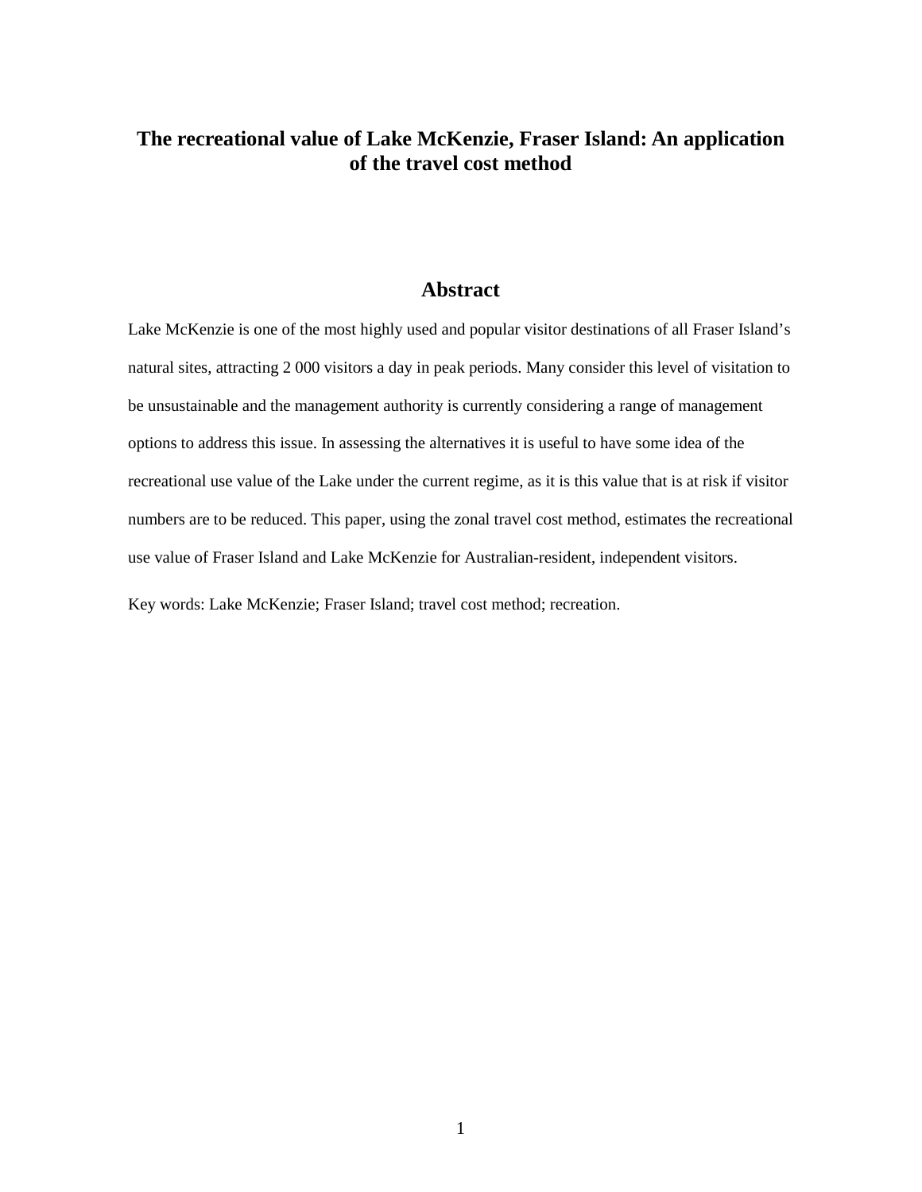# The recreational value of Lake McKenzie, Fraser Island: An application of the travel cost method

## Abstract

Lake McKenzie is one of the most highly used and popular visitor destinations of all Fraser Island's natural sites, attracting 2 000 visitors a day in peak periods. Many consider this level of visitation to be unsustainable and the management authority is currently considering a range of management options to address this issue. In assessing the alternatives it is useful to have some idea of the recreational use value of the Lake under the current regime, as it is this value that is at risk if visitor numbers are to be reduced. This paper, using the zonal travel cost method, estimates the recreational use value of Fraser Island and Lake McKenzie for Australian-resident, independent visitors.

Key words: Lake McKenzie; Fraser Island; travel cost method; recreation.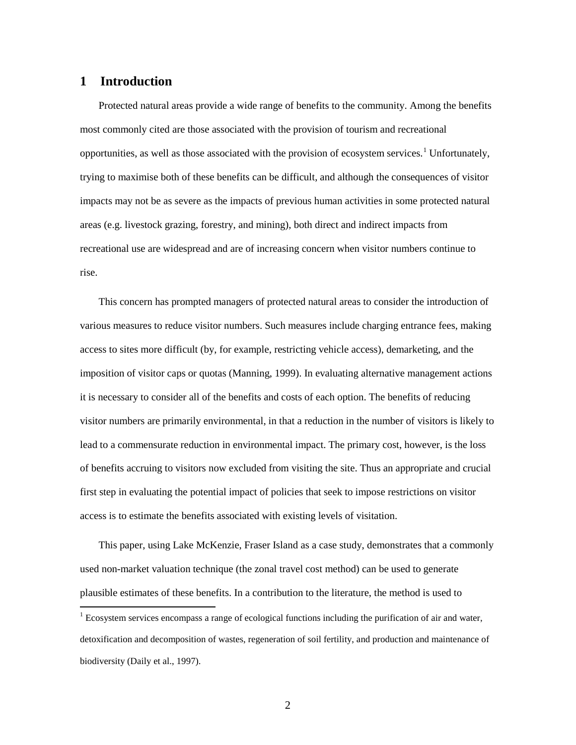## 1 Introduction

Protected natural areas provide a wide range of benefits to the community. Among the benefits most commonly cited are those associated with the provision of tourism and recreational opportunities, as well as those associated with the provision of ecosystem services.[1] Unfortunately, trying to maximise both of these benefits can be difficult, and although the consequences of visitor impacts may not be as severe as the impacts of previous human activities in some protected natural areas (e.g. livestock grazing, forestry, and mining), both direct and indirect impacts from recreational use are widespread and are of increasing concern when visitor numbers continue to rise.

This concern has prompted managers of protected natural areas to consider the introduction of various measures to reduce visitor numbers. Such measures include charging entrance fees, making access to sites more difficult (by, for example, restricting vehicle access), demarketing, and the imposition of visitor caps or quotas (Manning, 1999). In evaluating alternative management actions it is necessary to consider all of the benefits and costs of each option. The benefits of reducing visitor numbers are primarily environmental, in that a reduction in the number of visitors is likely to lead to a commensurate reduction in environmental impact. The primary cost, however, is the loss of benefits accruing to visitors now excluded from visiting the site. Thus an appropriate and crucial first step in evaluating the potential impact of policies that seek to impose restrictions on visitor access is to estimate the benefits associated with existing levels of visitation.

This paper, using Lake McKenzie, Fraser Island as a case study, demonstrates that a commonly used non-market valuation technique (the zonal travel cost method) can be used to generate plausible estimates of these benefits. In a contribution to the literature, the method is used to

[1] Ecosystem services encompass a range of ecological functions including the purification of air and water, detoxification and decomposition of wastes, regeneration of soil fertility, and production and maintenance of biodiversity (Daily et al., 1997).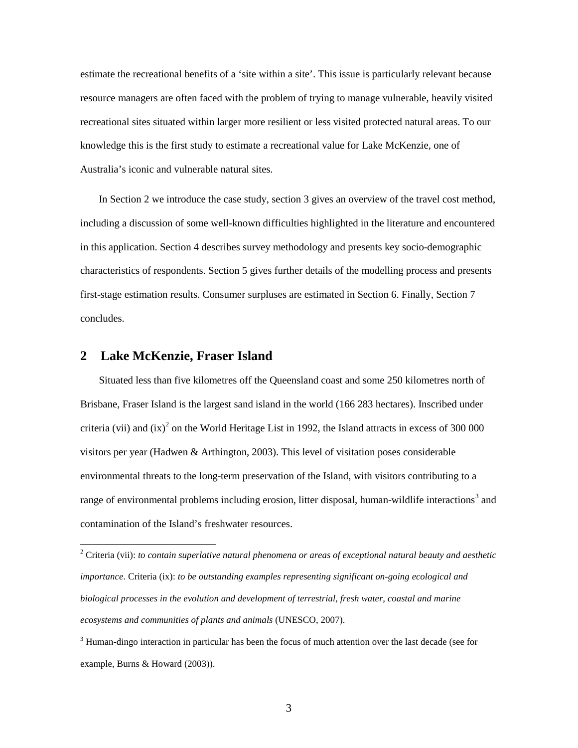estimate the recreational benefits of a 'site within a site'. This issue is particularly relevant because resource managers are often faced with the problem of trying to manage vulnerable, heavily visited recreational sites situated within larger more resilient or less visited protected natural areas. To our knowledge this is the first study to estimate a recreational value for Lake McKenzie, one of Australia's iconic and vulnerable natural sites.

In Section 2 we introduce the case study, section 3 gives an overview of the travel cost method, including a discussion of some well-known difficulties highlighted in the literature and encountered in this application. Section 4 describes survey methodology and presents key socio-demographic characteristics of respondents. Section 5 gives further details of the modelling process and presents first-stage estimation results. Consumer surpluses are estimated in Section 6. Finally, Section 7 concludes.

## 2 Lake McKenzie, Fraser Island

Situated less than five kilometres off the Queensland coast and some 250 kilometres north of Brisbane, Fraser Island is the largest sand island in the world (166 283 hectares). Inscribed under criteria (vii) and (ix)[2] on the World Heritage List in 1992, the Island attracts in excess of 300 000 visitors per year (Hadwen & Arthington, 2003). This level of visitation poses considerable environmental threats to the long-term preservation of the Island, with visitors contributing to a range of environmental problems including erosion, litter disposal, human-wildlife interactions[3] and contamination of the Island's freshwater resources.

---

[2] Criteria (vii): *to contain superlative natural phenomena or areas of exceptional natural beauty and aesthetic importance*. Criteria (ix): *to be outstanding examples representing significant on-going ecological and biological processes in the evolution and development of terrestrial, fresh water, coastal and marine ecosystems and communities of plants and animals* (UNESCO, 2007).

[3] Human-dingo interaction in particular has been the focus of much attention over the last decade (see for example, Burns & Howard (2003)).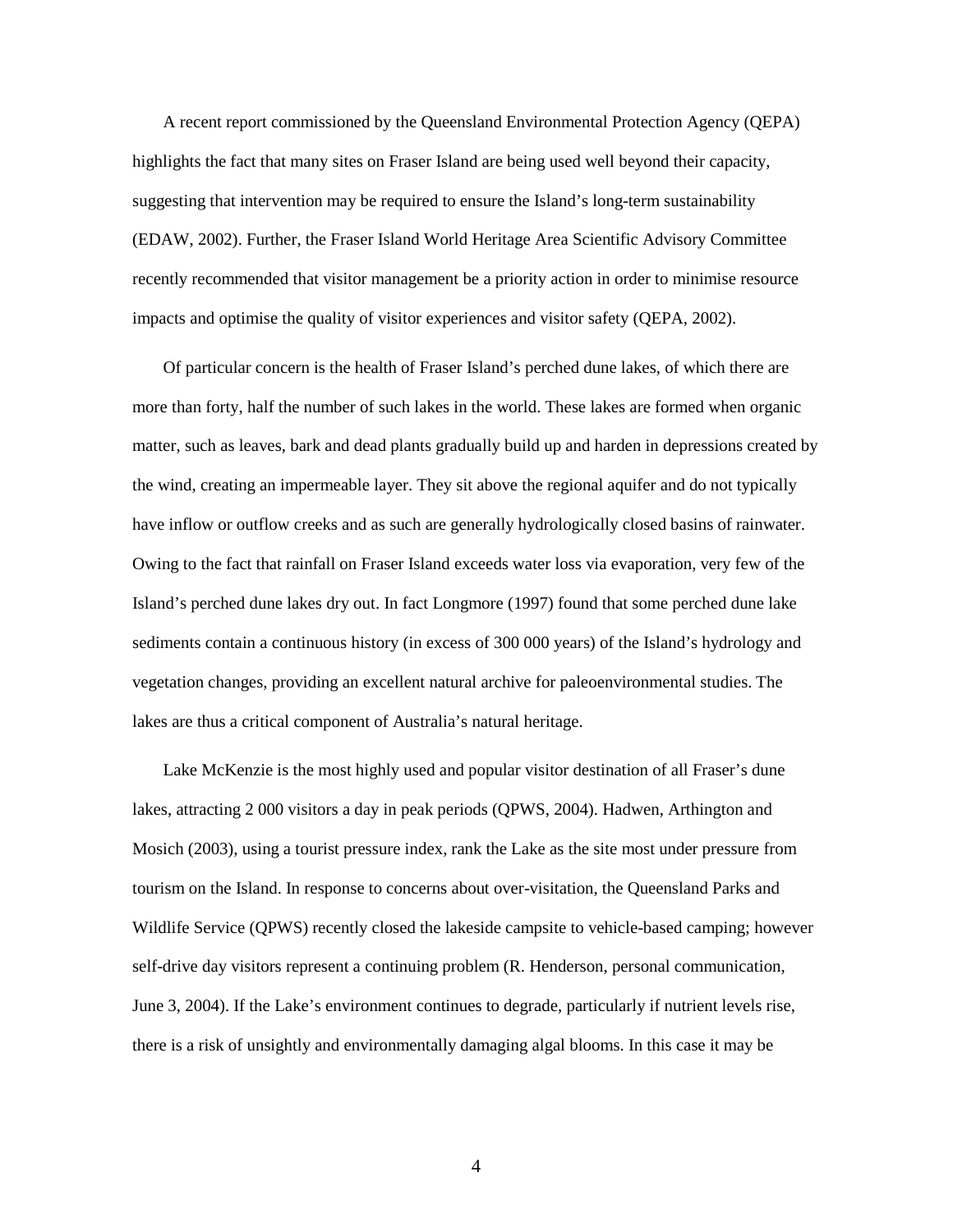A recent report commissioned by the Queensland Environmental Protection Agency (QEPA) highlights the fact that many sites on Fraser Island are being used well beyond their capacity, suggesting that intervention may be required to ensure the Island's long-term sustainability (EDAW, 2002). Further, the Fraser Island World Heritage Area Scientific Advisory Committee recently recommended that visitor management be a priority action in order to minimise resource impacts and optimise the quality of visitor experiences and visitor safety (QEPA, 2002).

Of particular concern is the health of Fraser Island's perched dune lakes, of which there are more than forty, half the number of such lakes in the world. These lakes are formed when organic matter, such as leaves, bark and dead plants gradually build up and harden in depressions created by the wind, creating an impermeable layer. They sit above the regional aquifer and do not typically have inflow or outflow creeks and as such are generally hydrologically closed basins of rainwater. Owing to the fact that rainfall on Fraser Island exceeds water loss via evaporation, very few of the Island's perched dune lakes dry out. In fact Longmore (1997) found that some perched dune lake sediments contain a continuous history (in excess of 300 000 years) of the Island's hydrology and vegetation changes, providing an excellent natural archive for paleoenvironmental studies. The lakes are thus a critical component of Australia's natural heritage.

Lake McKenzie is the most highly used and popular visitor destination of all Fraser's dune lakes, attracting 2 000 visitors a day in peak periods (QPWS, 2004). Hadwen, Arthington and Mosich (2003), using a tourist pressure index, rank the Lake as the site most under pressure from tourism on the Island. In response to concerns about over-visitation, the Queensland Parks and Wildlife Service (QPWS) recently closed the lakeside campsite to vehicle-based camping; however self-drive day visitors represent a continuing problem (R. Henderson, personal communication, June 3, 2004). If the Lake's environment continues to degrade, particularly if nutrient levels rise, there is a risk of unsightly and environmentally damaging algal blooms. In this case it may be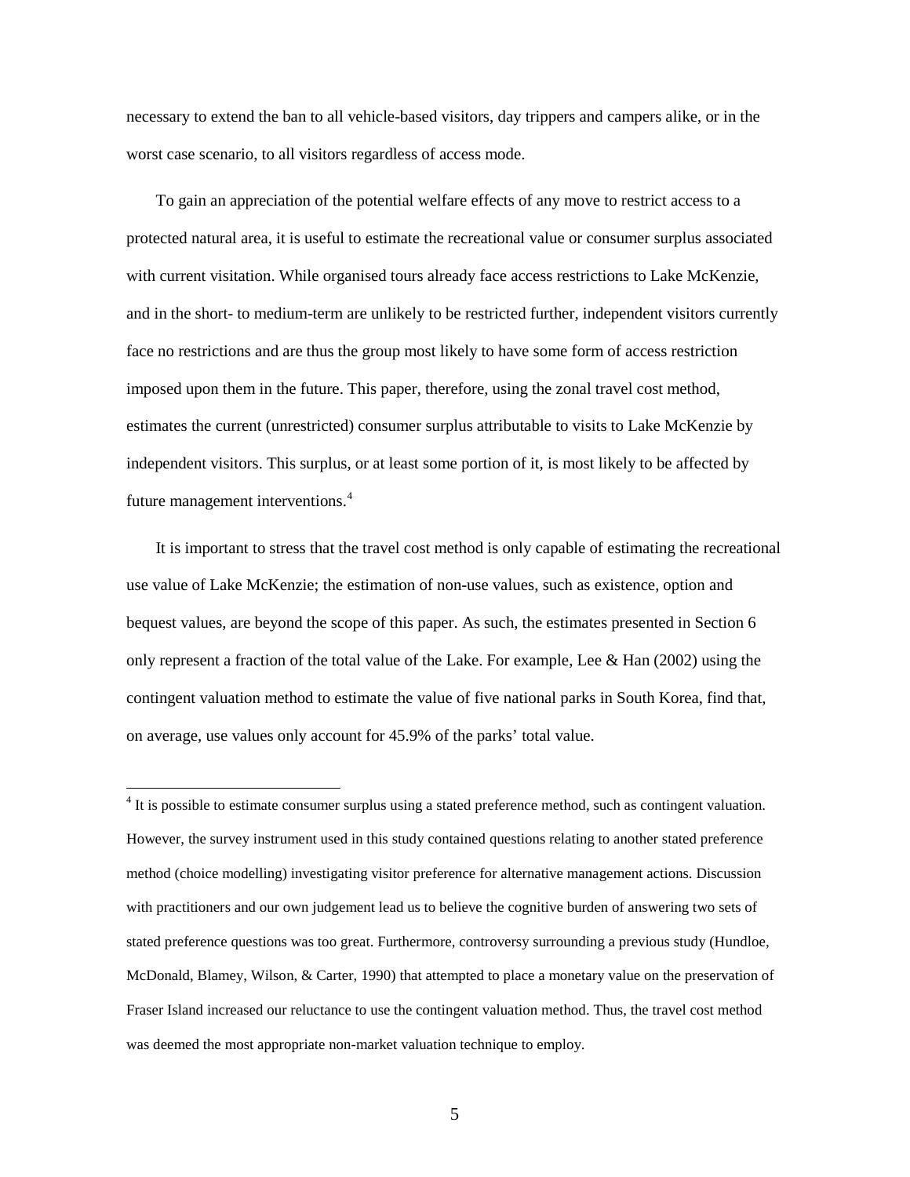necessary to extend the ban to all vehicle-based visitors, day trippers and campers alike, or in the worst case scenario, to all visitors regardless of access mode.

To gain an appreciation of the potential welfare effects of any move to restrict access to a protected natural area, it is useful to estimate the recreational value or consumer surplus associated with current visitation. While organised tours already face access restrictions to Lake McKenzie, and in the short- to medium-term are unlikely to be restricted further, independent visitors currently face no restrictions and are thus the group most likely to have some form of access restriction imposed upon them in the future. This paper, therefore, using the zonal travel cost method, estimates the current (unrestricted) consumer surplus attributable to visits to Lake McKenzie by independent visitors. This surplus, or at least some portion of it, is most likely to be affected by future management interventions.[4]

It is important to stress that the travel cost method is only capable of estimating the recreational use value of Lake McKenzie; the estimation of non-use values, such as existence, option and bequest values, are beyond the scope of this paper. As such, the estimates presented in Section 6 only represent a fraction of the total value of the Lake. For example, Lee & Han (2002) using the contingent valuation method to estimate the value of five national parks in South Korea, find that, on average, use values only account for 45.9% of the parks' total value.

---

[4] It is possible to estimate consumer surplus using a stated preference method, such as contingent valuation. However, the survey instrument used in this study contained questions relating to another stated preference method (choice modelling) investigating visitor preference for alternative management actions. Discussion with practitioners and our own judgement lead us to believe the cognitive burden of answering two sets of stated preference questions was too great. Furthermore, controversy surrounding a previous study (Hundloe, McDonald, Blamey, Wilson, & Carter, 1990) that attempted to place a monetary value on the preservation of Fraser Island increased our reluctance to use the contingent valuation method. Thus, the travel cost method was deemed the most appropriate non-market valuation technique to employ.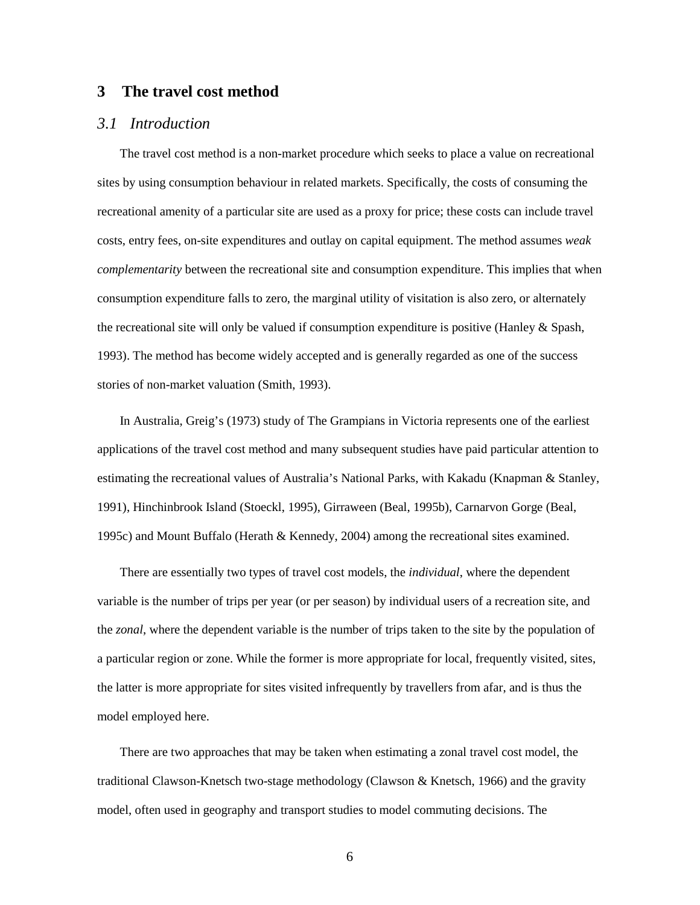## 3 The travel cost method

### *3.1 Introduction*

The travel cost method is a non-market procedure which seeks to place a value on recreational sites by using consumption behaviour in related markets. Specifically, the costs of consuming the recreational amenity of a particular site are used as a proxy for price; these costs can include travel costs, entry fees, on-site expenditures and outlay on capital equipment. The method assumes *weak complementarity* between the recreational site and consumption expenditure. This implies that when consumption expenditure falls to zero, the marginal utility of visitation is also zero, or alternately the recreational site will only be valued if consumption expenditure is positive (Hanley & Spash, 1993). The method has become widely accepted and is generally regarded as one of the success stories of non-market valuation (Smith, 1993).

In Australia, Greig's (1973) study of The Grampians in Victoria represents one of the earliest applications of the travel cost method and many subsequent studies have paid particular attention to estimating the recreational values of Australia's National Parks, with Kakadu (Knapman & Stanley, 1991), Hinchinbrook Island (Stoeckl, 1995), Girraween (Beal, 1995b), Carnarvon Gorge (Beal, 1995c) and Mount Buffalo (Herath & Kennedy, 2004) among the recreational sites examined.

There are essentially two types of travel cost models, the *individual*, where the dependent variable is the number of trips per year (or per season) by individual users of a recreation site, and the *zonal*, where the dependent variable is the number of trips taken to the site by the population of a particular region or zone. While the former is more appropriate for local, frequently visited, sites, the latter is more appropriate for sites visited infrequently by travellers from afar, and is thus the model employed here.

There are two approaches that may be taken when estimating a zonal travel cost model, the traditional Clawson-Knetsch two-stage methodology (Clawson & Knetsch, 1966) and the gravity model, often used in geography and transport studies to model commuting decisions. The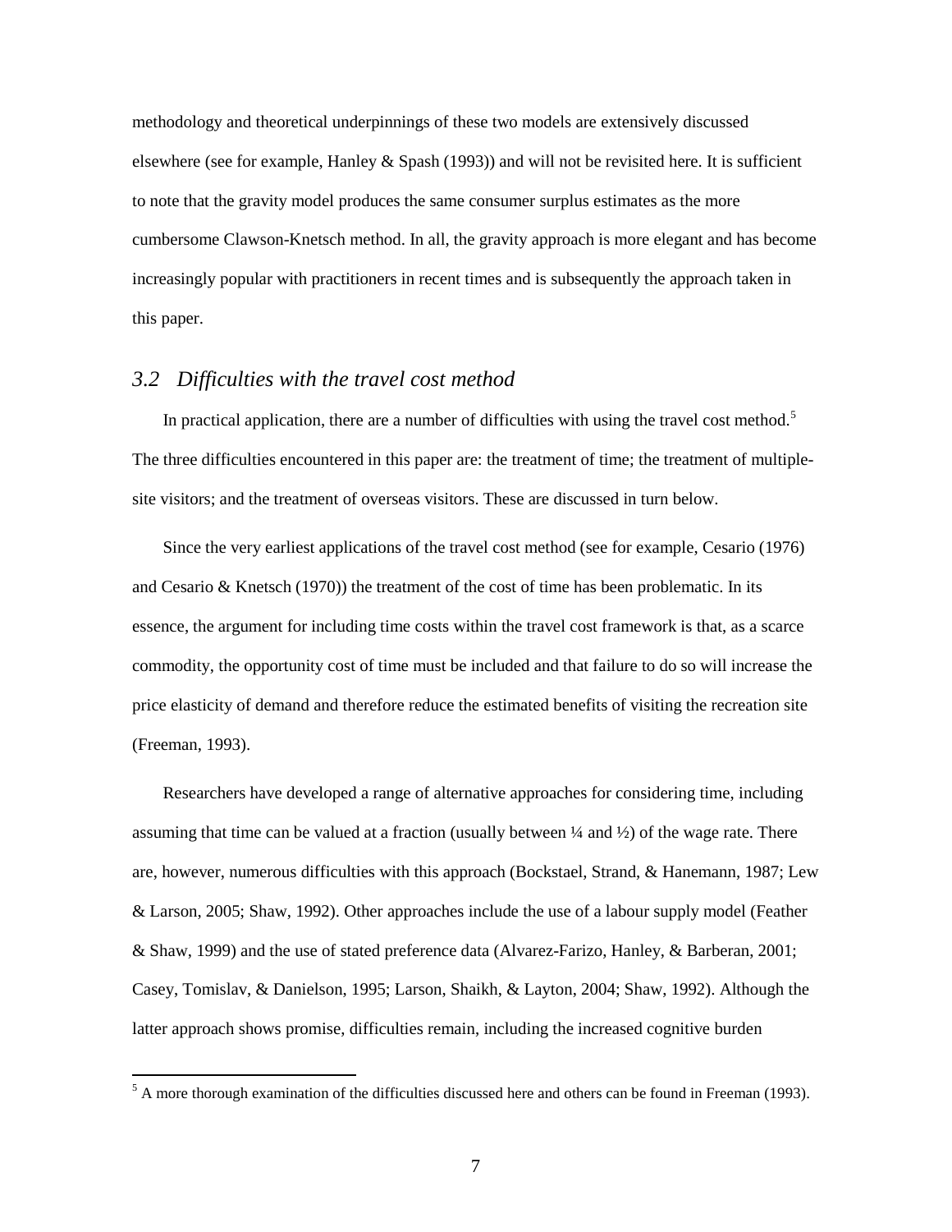methodology and theoretical underpinnings of these two models are extensively discussed elsewhere (see for example, Hanley & Spash (1993)) and will not be revisited here. It is sufficient to note that the gravity model produces the same consumer surplus estimates as the more cumbersome Clawson-Knetsch method. In all, the gravity approach is more elegant and has become increasingly popular with practitioners in recent times and is subsequently the approach taken in this paper.

### *3.2 Difficulties with the travel cost method*

In practical application, there are a number of difficulties with using the travel cost method.[5] The three difficulties encountered in this paper are: the treatment of time; the treatment of multiple-site visitors; and the treatment of overseas visitors. These are discussed in turn below.

Since the very earliest applications of the travel cost method (see for example, Cesario (1976) and Cesario & Knetsch (1970)) the treatment of the cost of time has been problematic. In its essence, the argument for including time costs within the travel cost framework is that, as a scarce commodity, the opportunity cost of time must be included and that failure to do so will increase the price elasticity of demand and therefore reduce the estimated benefits of visiting the recreation site (Freeman, 1993).

Researchers have developed a range of alternative approaches for considering time, including assuming that time can be valued at a fraction (usually between ¼ and ½) of the wage rate. There are, however, numerous difficulties with this approach (Bockstael, Strand, & Hanemann, 1987; Lew & Larson, 2005; Shaw, 1992). Other approaches include the use of a labour supply model (Feather & Shaw, 1999) and the use of stated preference data (Alvarez-Farizo, Hanley, & Barberan, 2001; Casey, Tomislav, & Danielson, 1995; Larson, Shaikh, & Layton, 2004; Shaw, 1992). Although the latter approach shows promise, difficulties remain, including the increased cognitive burden

[5] A more thorough examination of the difficulties discussed here and others can be found in Freeman (1993).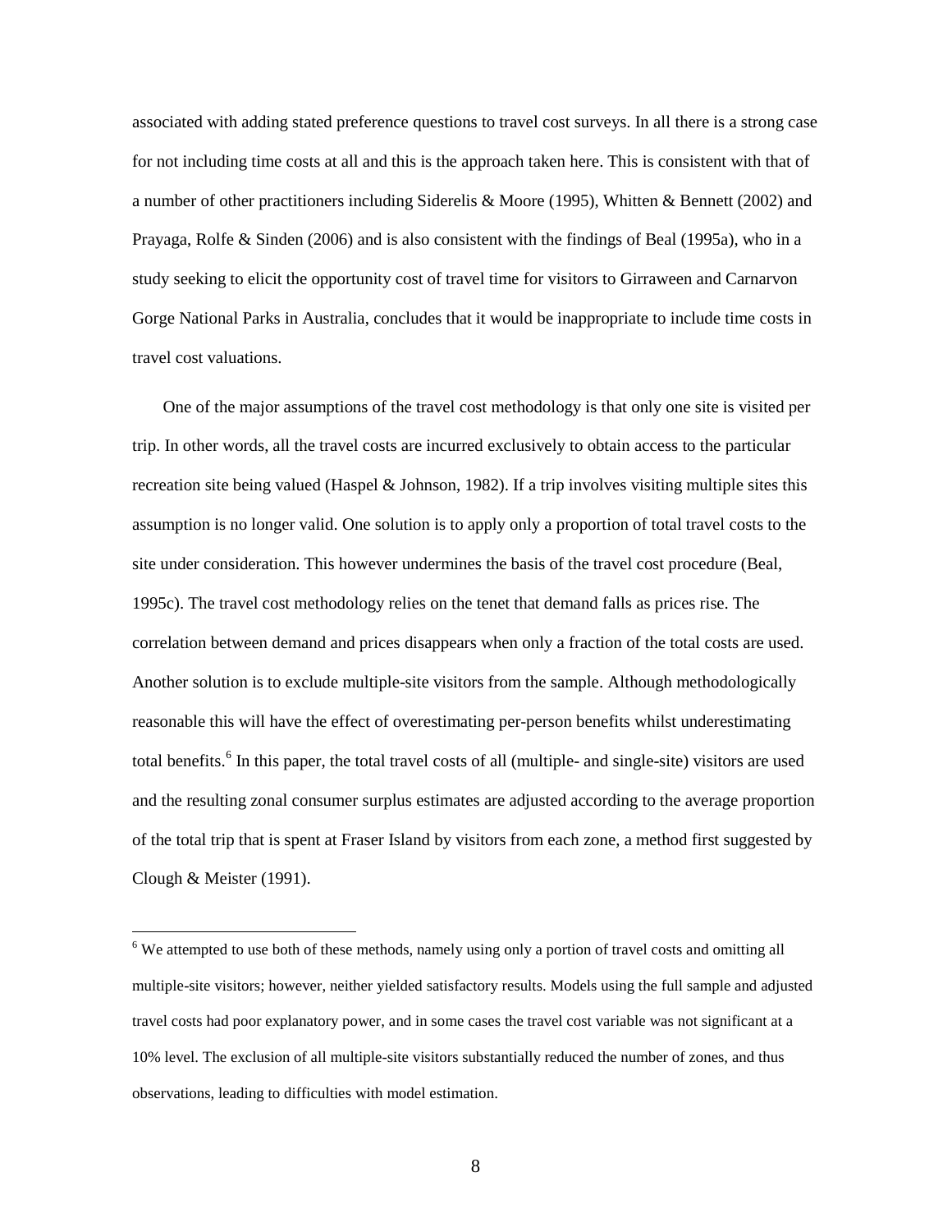associated with adding stated preference questions to travel cost surveys. In all there is a strong case for not including time costs at all and this is the approach taken here. This is consistent with that of a number of other practitioners including Siderelis & Moore (1995), Whitten & Bennett (2002) and Prayaga, Rolfe & Sinden (2006) and is also consistent with the findings of Beal (1995a), who in a study seeking to elicit the opportunity cost of travel time for visitors to Girraween and Carnarvon Gorge National Parks in Australia, concludes that it would be inappropriate to include time costs in travel cost valuations.

One of the major assumptions of the travel cost methodology is that only one site is visited per trip. In other words, all the travel costs are incurred exclusively to obtain access to the particular recreation site being valued (Haspel & Johnson, 1982). If a trip involves visiting multiple sites this assumption is no longer valid. One solution is to apply only a proportion of total travel costs to the site under consideration. This however undermines the basis of the travel cost procedure (Beal, 1995c). The travel cost methodology relies on the tenet that demand falls as prices rise. The correlation between demand and prices disappears when only a fraction of the total costs are used. Another solution is to exclude multiple-site visitors from the sample. Although methodologically reasonable this will have the effect of overestimating per-person benefits whilst underestimating total benefits.[6] In this paper, the total travel costs of all (multiple- and single-site) visitors are used and the resulting zonal consumer surplus estimates are adjusted according to the average proportion of the total trip that is spent at Fraser Island by visitors from each zone, a method first suggested by Clough & Meister (1991).

[6] We attempted to use both of these methods, namely using only a portion of travel costs and omitting all multiple-site visitors; however, neither yielded satisfactory results. Models using the full sample and adjusted travel costs had poor explanatory power, and in some cases the travel cost variable was not significant at a 10% level. The exclusion of all multiple-site visitors substantially reduced the number of zones, and thus observations, leading to difficulties with model estimation.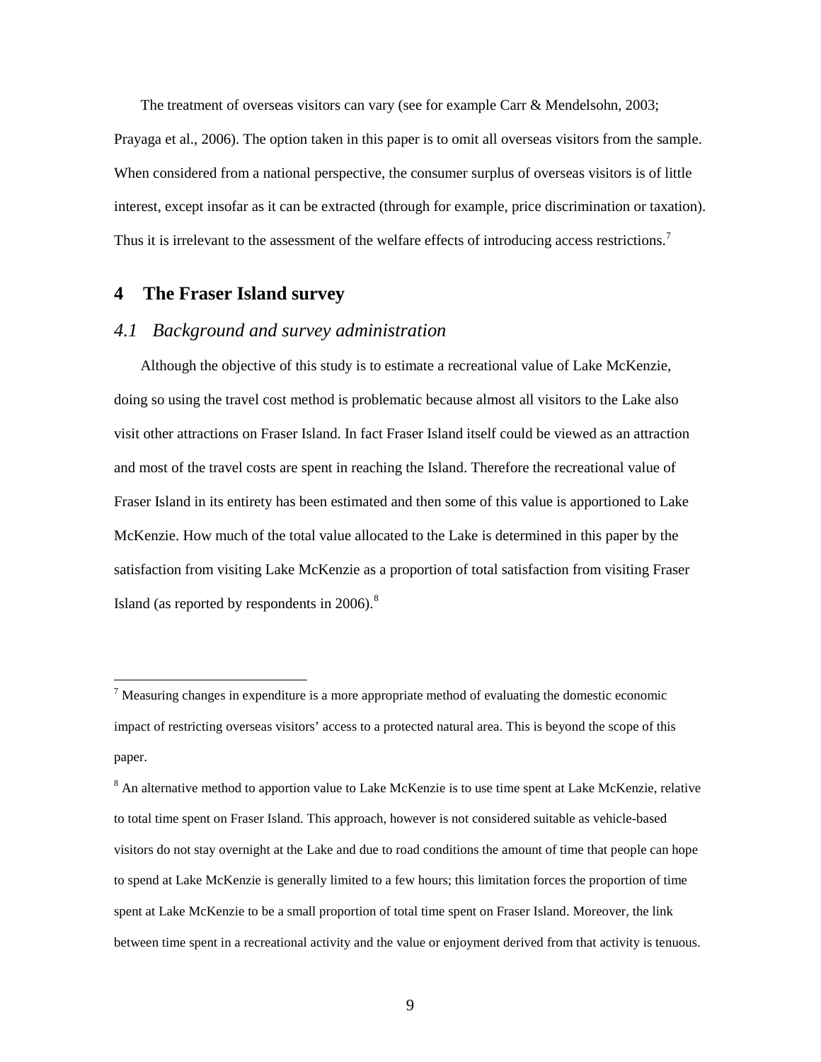The treatment of overseas visitors can vary (see for example Carr & Mendelsohn, 2003; Prayaga et al., 2006). The option taken in this paper is to omit all overseas visitors from the sample. When considered from a national perspective, the consumer surplus of overseas visitors is of little interest, except insofar as it can be extracted (through for example, price discrimination or taxation). Thus it is irrelevant to the assessment of the welfare effects of introducing access restrictions.[7]

# 4 The Fraser Island survey

## *4.1 Background and survey administration*

Although the objective of this study is to estimate a recreational value of Lake McKenzie, doing so using the travel cost method is problematic because almost all visitors to the Lake also visit other attractions on Fraser Island. In fact Fraser Island itself could be viewed as an attraction and most of the travel costs are spent in reaching the Island. Therefore the recreational value of Fraser Island in its entirety has been estimated and then some of this value is apportioned to Lake McKenzie. How much of the total value allocated to the Lake is determined in this paper by the satisfaction from visiting Lake McKenzie as a proportion of total satisfaction from visiting Fraser Island (as reported by respondents in 2006).[8]

---

[7] Measuring changes in expenditure is a more appropriate method of evaluating the domestic economic impact of restricting overseas visitors' access to a protected natural area. This is beyond the scope of this paper.

[8] An alternative method to apportion value to Lake McKenzie is to use time spent at Lake McKenzie, relative to total time spent on Fraser Island. This approach, however is not considered suitable as vehicle-based visitors do not stay overnight at the Lake and due to road conditions the amount of time that people can hope to spend at Lake McKenzie is generally limited to a few hours; this limitation forces the proportion of time spent at Lake McKenzie to be a small proportion of total time spent on Fraser Island. Moreover, the link between time spent in a recreational activity and the value or enjoyment derived from that activity is tenuous.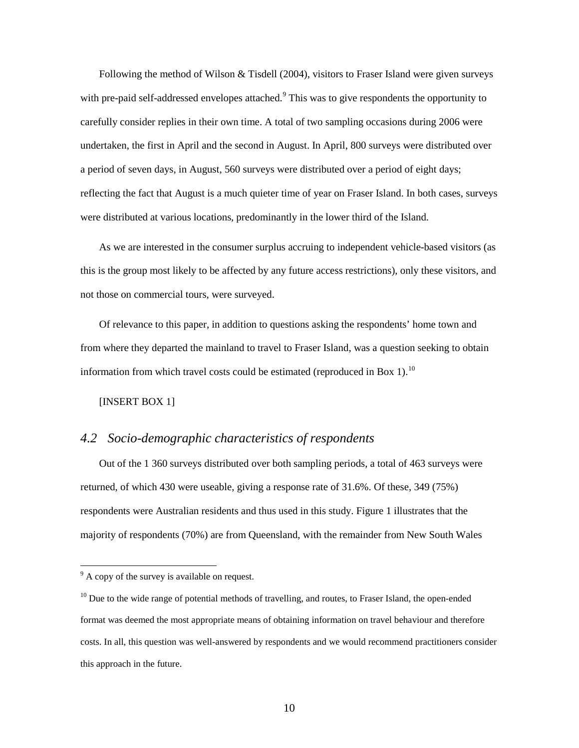Following the method of Wilson & Tisdell (2004), visitors to Fraser Island were given surveys with pre-paid self-addressed envelopes attached.[9] This was to give respondents the opportunity to carefully consider replies in their own time. A total of two sampling occasions during 2006 were undertaken, the first in April and the second in August. In April, 800 surveys were distributed over a period of seven days, in August, 560 surveys were distributed over a period of eight days; reflecting the fact that August is a much quieter time of year on Fraser Island. In both cases, surveys were distributed at various locations, predominantly in the lower third of the Island.

As we are interested in the consumer surplus accruing to independent vehicle-based visitors (as this is the group most likely to be affected by any future access restrictions), only these visitors, and not those on commercial tours, were surveyed.

Of relevance to this paper, in addition to questions asking the respondents' home town and from where they departed the mainland to travel to Fraser Island, was a question seeking to obtain information from which travel costs could be estimated (reproduced in Box 1).[10]

[INSERT BOX 1]

## *4.2 Socio-demographic characteristics of respondents*

Out of the 1 360 surveys distributed over both sampling periods, a total of 463 surveys were returned, of which 430 were useable, giving a response rate of 31.6%. Of these, 349 (75%) respondents were Australian residents and thus used in this study. Figure 1 illustrates that the majority of respondents (70%) are from Queensland, with the remainder from New South Wales

[9] A copy of the survey is available on request.

[10] Due to the wide range of potential methods of travelling, and routes, to Fraser Island, the open-ended format was deemed the most appropriate means of obtaining information on travel behaviour and therefore costs. In all, this question was well-answered by respondents and we would recommend practitioners consider this approach in the future.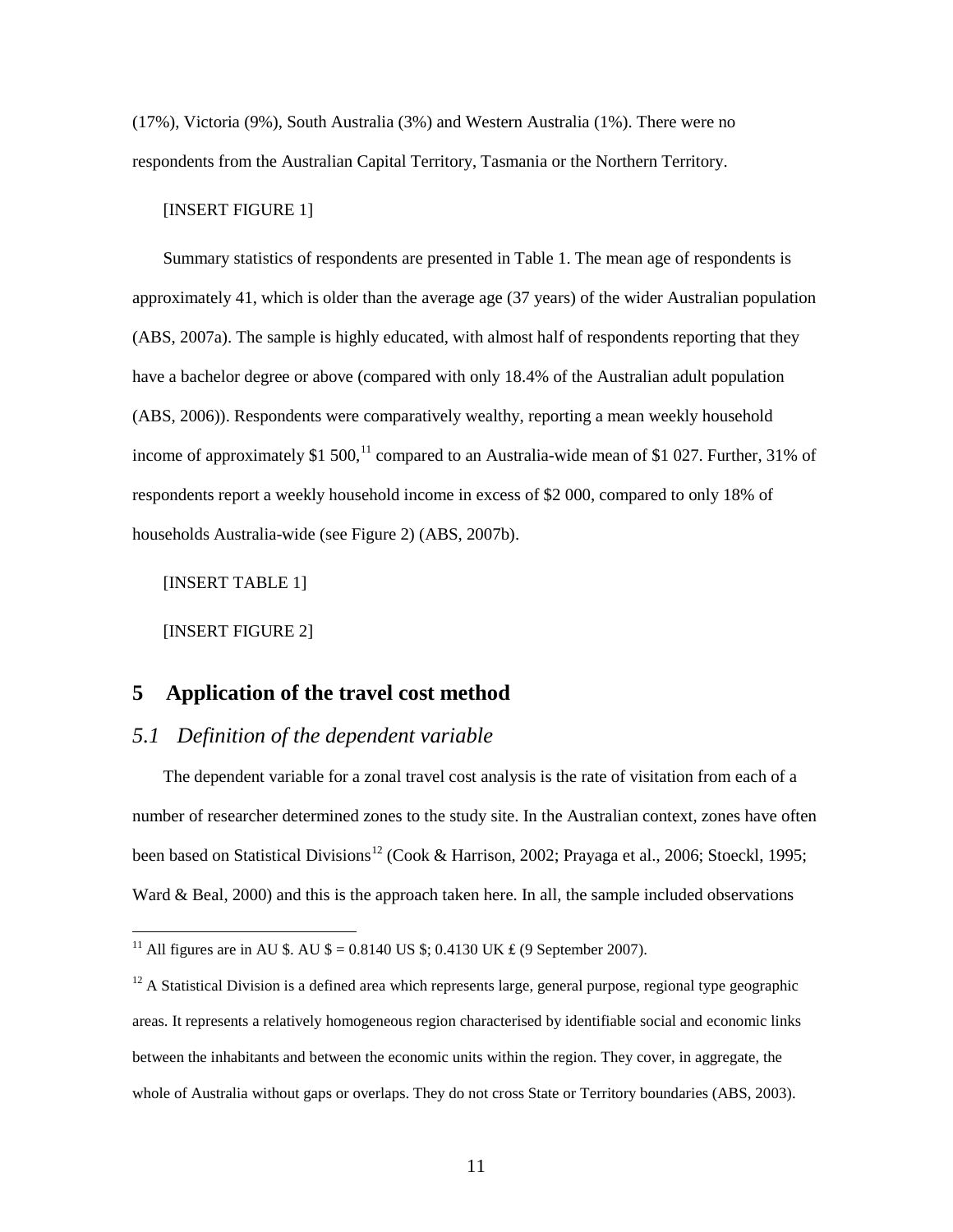(17%), Victoria (9%), South Australia (3%) and Western Australia (1%). There were no respondents from the Australian Capital Territory, Tasmania or the Northern Territory.

[INSERT FIGURE 1]

Summary statistics of respondents are presented in Table 1. The mean age of respondents is approximately 41, which is older than the average age (37 years) of the wider Australian population (ABS, 2007a). The sample is highly educated, with almost half of respondents reporting that they have a bachelor degree or above (compared with only 18.4% of the Australian adult population (ABS, 2006)). Respondents were comparatively wealthy, reporting a mean weekly household income of approximately $1 500,[11] compared to an Australia-wide mean of $1 027. Further, 31% of respondents report a weekly household income in excess of $2 000, compared to only 18% of households Australia-wide (see Figure 2) (ABS, 2007b).

[INSERT TABLE 1]

[INSERT FIGURE 2]

# 5 Application of the travel cost method

## *5.1 Definition of the dependent variable*

The dependent variable for a zonal travel cost analysis is the rate of visitation from each of a number of researcher determined zones to the study site. In the Australian context, zones have often been based on Statistical Divisions[12] (Cook & Harrison, 2002; Prayaga et al., 2006; Stoeckl, 1995; Ward & Beal, 2000) and this is the approach taken here. In all, the sample included observations

---

[11] All figures are in AU \$. AU \$ = 0.8140 US \$; 0.4130 UK ₤ (9 September 2007).

[12] A Statistical Division is a defined area which represents large, general purpose, regional type geographic areas. It represents a relatively homogeneous region characterised by identifiable social and economic links between the inhabitants and between the economic units within the region. They cover, in aggregate, the whole of Australia without gaps or overlaps. They do not cross State or Territory boundaries (ABS, 2003).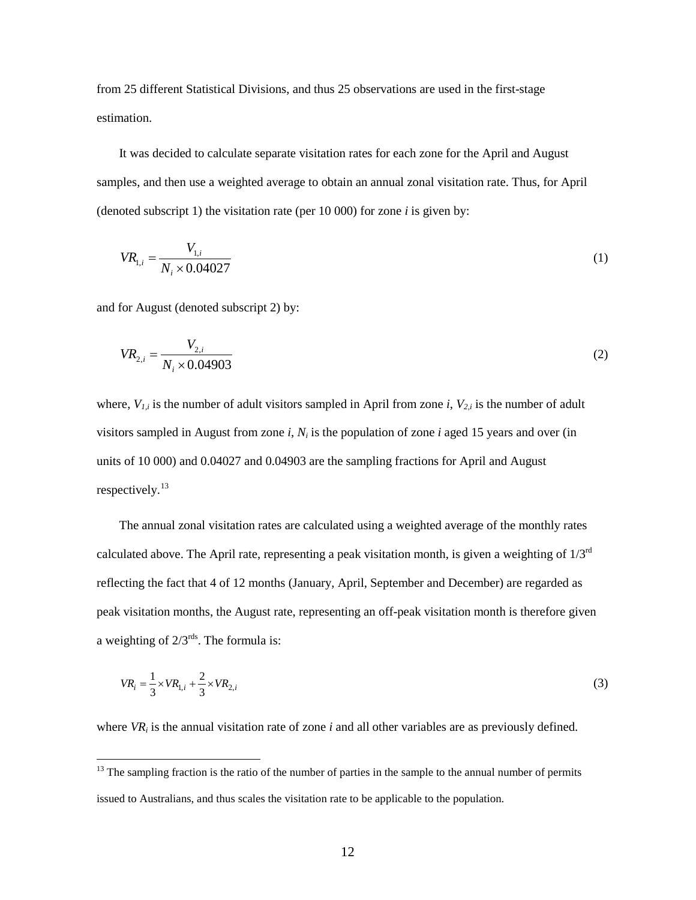from 25 different Statistical Divisions, and thus 25 observations are used in the first-stage estimation.

It was decided to calculate separate visitation rates for each zone for the April and August samples, and then use a weighted average to obtain an annual zonal visitation rate. Thus, for April (denoted subscript 1) the visitation rate (per 10 000) for zone *i* is given by:

$$VR_{1,i} = \frac{V_{1,i}}{N_i \times 0.04027} \tag{1}$$

and for August (denoted subscript 2) by:

$$VR_{2,i} = \frac{V_{2,i}}{N_i \times 0.04903} \tag{2}$$

where, $V_{1,i}$ is the number of adult visitors sampled in April from zone *i*, $V_{2,i}$ is the number of adult visitors sampled in August from zone *i*, $N_i$ is the population of zone *i* aged 15 years and over (in units of 10 000) and 0.04027 and 0.04903 are the sampling fractions for April and August respectively.[13]

The annual zonal visitation rates are calculated using a weighted average of the monthly rates calculated above. The April rate, representing a peak visitation month, is given a weighting of 1/3rd reflecting the fact that 4 of 12 months (January, April, September and December) are regarded as peak visitation months, the August rate, representing an off-peak visitation month is therefore given a weighting of 2/3rds. The formula is:

$$VR_i = \frac{1}{3} \times VR_{1,i} + \frac{2}{3} \times VR_{2,i} \tag{3}$$

where $VR_i$ is the annual visitation rate of zone *i* and all other variables are as previously defined.

[13] The sampling fraction is the ratio of the number of parties in the sample to the annual number of permits issued to Australians, and thus scales the visitation rate to be applicable to the population.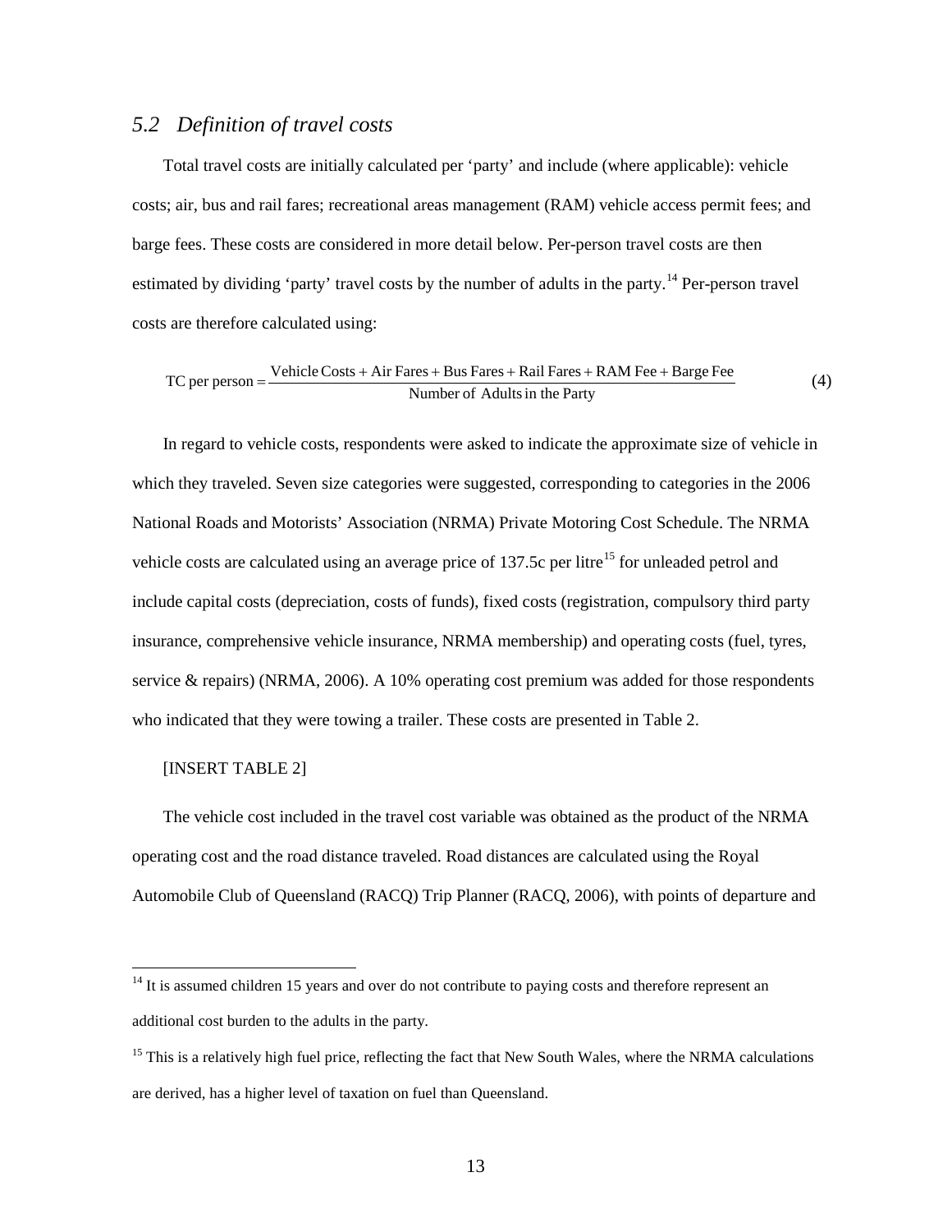## *5.2 Definition of travel costs*

Total travel costs are initially calculated per 'party' and include (where applicable): vehicle costs; air, bus and rail fares; recreational areas management (RAM) vehicle access permit fees; and barge fees. These costs are considered in more detail below. Per-person travel costs are then estimated by dividing 'party' travel costs by the number of adults in the party.[14] Per-person travel costs are therefore calculated using:

$$\text{TC per person} = \frac{\text{Vehicle Costs} + \text{Air Fares} + \text{Bus Fares} + \text{Rail Fares} + \text{RAM Fee} + \text{Barge Fee}}{\text{Number of Adults in the Party}} \qquad (4)$$

In regard to vehicle costs, respondents were asked to indicate the approximate size of vehicle in which they traveled. Seven size categories were suggested, corresponding to categories in the 2006 National Roads and Motorists' Association (NRMA) Private Motoring Cost Schedule. The NRMA vehicle costs are calculated using an average price of 137.5c per litre[15] for unleaded petrol and include capital costs (depreciation, costs of funds), fixed costs (registration, compulsory third party insurance, comprehensive vehicle insurance, NRMA membership) and operating costs (fuel, tyres, service & repairs) (NRMA, 2006). A 10% operating cost premium was added for those respondents who indicated that they were towing a trailer. These costs are presented in Table 2.

[INSERT TABLE 2]

The vehicle cost included in the travel cost variable was obtained as the product of the NRMA operating cost and the road distance traveled. Road distances are calculated using the Royal Automobile Club of Queensland (RACQ) Trip Planner (RACQ, 2006), with points of departure and

---

[14] It is assumed children 15 years and over do not contribute to paying costs and therefore represent an additional cost burden to the adults in the party.

[15] This is a relatively high fuel price, reflecting the fact that New South Wales, where the NRMA calculations are derived, has a higher level of taxation on fuel than Queensland.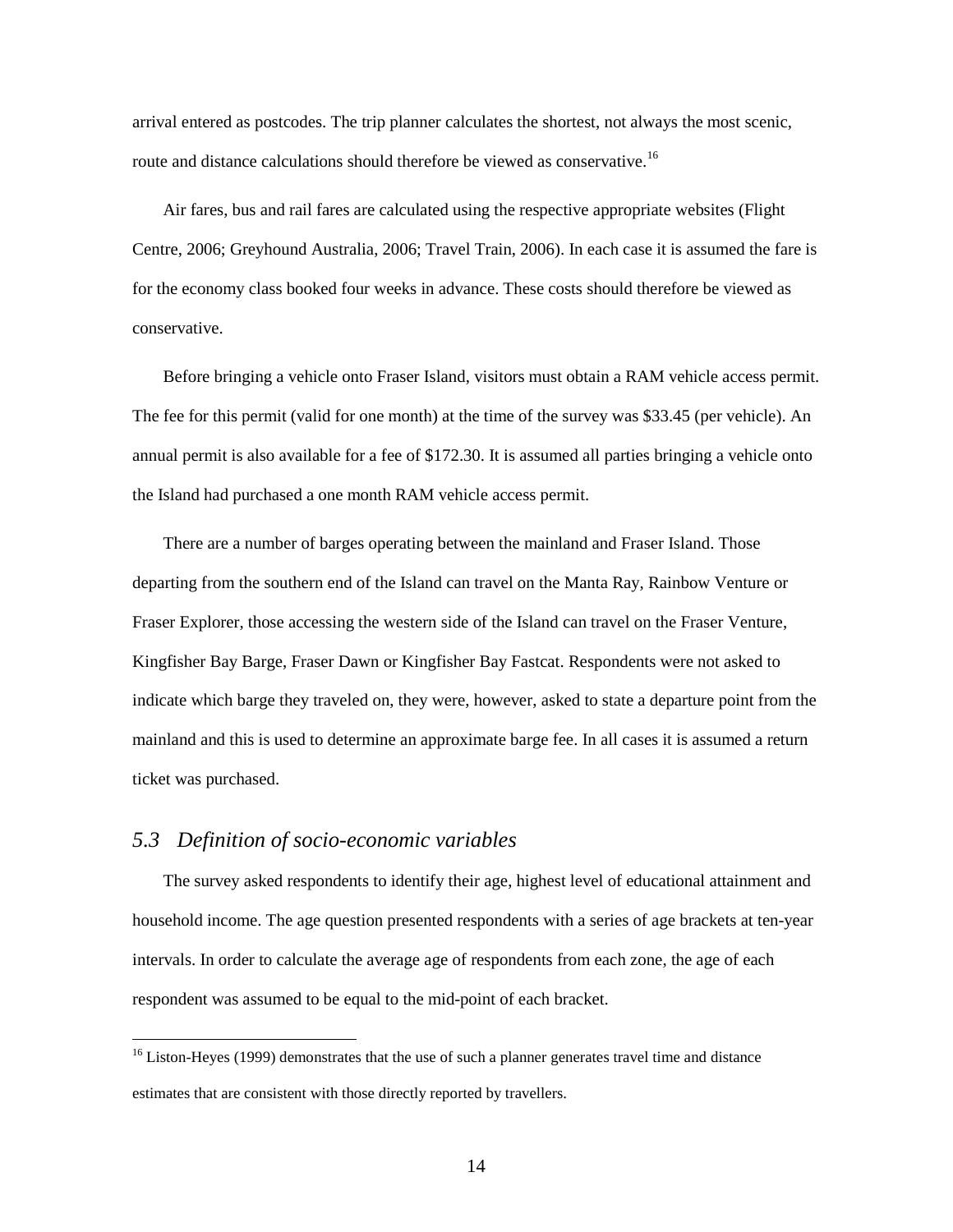arrival entered as postcodes. The trip planner calculates the shortest, not always the most scenic, route and distance calculations should therefore be viewed as conservative.[16]

Air fares, bus and rail fares are calculated using the respective appropriate websites (Flight Centre, 2006; Greyhound Australia, 2006; Travel Train, 2006). In each case it is assumed the fare is for the economy class booked four weeks in advance. These costs should therefore be viewed as conservative.

Before bringing a vehicle onto Fraser Island, visitors must obtain a RAM vehicle access permit. The fee for this permit (valid for one month) at the time of the survey was $33.45 (per vehicle). An annual permit is also available for a fee of $172.30. It is assumed all parties bringing a vehicle onto the Island had purchased a one month RAM vehicle access permit.

There are a number of barges operating between the mainland and Fraser Island. Those departing from the southern end of the Island can travel on the Manta Ray, Rainbow Venture or Fraser Explorer, those accessing the western side of the Island can travel on the Fraser Venture, Kingfisher Bay Barge, Fraser Dawn or Kingfisher Bay Fastcat. Respondents were not asked to indicate which barge they traveled on, they were, however, asked to state a departure point from the mainland and this is used to determine an approximate barge fee. In all cases it is assumed a return ticket was purchased.

### *5.3 Definition of socio-economic variables*

The survey asked respondents to identify their age, highest level of educational attainment and household income. The age question presented respondents with a series of age brackets at ten-year intervals. In order to calculate the average age of respondents from each zone, the age of each respondent was assumed to be equal to the mid-point of each bracket.

[16] Liston-Heyes (1999) demonstrates that the use of such a planner generates travel time and distance estimates that are consistent with those directly reported by travellers.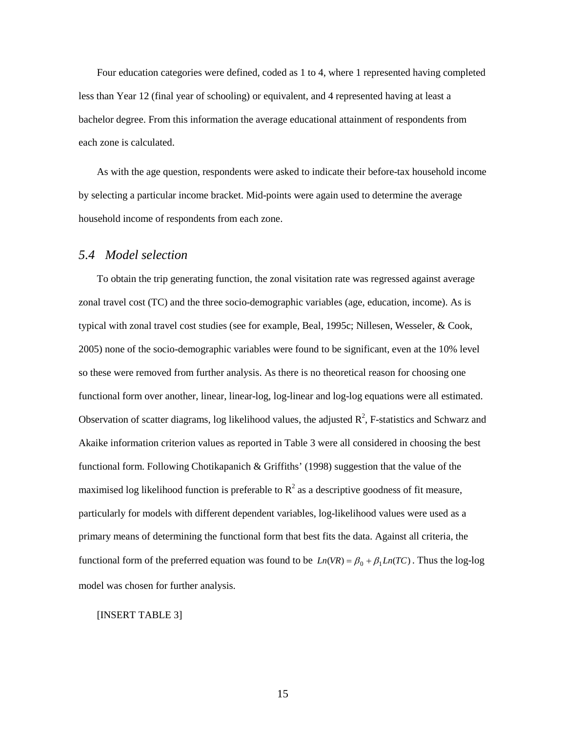Four education categories were defined, coded as 1 to 4, where 1 represented having completed less than Year 12 (final year of schooling) or equivalent, and 4 represented having at least a bachelor degree. From this information the average educational attainment of respondents from each zone is calculated.

As with the age question, respondents were asked to indicate their before-tax household income by selecting a particular income bracket. Mid-points were again used to determine the average household income of respondents from each zone.

## *5.4 Model selection*

To obtain the trip generating function, the zonal visitation rate was regressed against average zonal travel cost (TC) and the three socio-demographic variables (age, education, income). As is typical with zonal travel cost studies (see for example, Beal, 1995c; Nillesen, Wesseler, & Cook, 2005) none of the socio-demographic variables were found to be significant, even at the 10% level so these were removed from further analysis. As there is no theoretical reason for choosing one functional form over another, linear, linear-log, log-linear and log-log equations were all estimated. Observation of scatter diagrams, log likelihood values, the adjusted $R^2$, F-statistics and Schwarz and Akaike information criterion values as reported in Table 3 were all considered in choosing the best functional form. Following Chotikapanich & Griffiths' (1998) suggestion that the value of the maximised log likelihood function is preferable to $R^2$ as a descriptive goodness of fit measure, particularly for models with different dependent variables, log-likelihood values were used as a primary means of determining the functional form that best fits the data. Against all criteria, the functional form of the preferred equation was found to be $Ln(VR) = \beta_0 + \beta_1 Ln(TC)$. Thus the log-log model was chosen for further analysis.

[INSERT TABLE 3]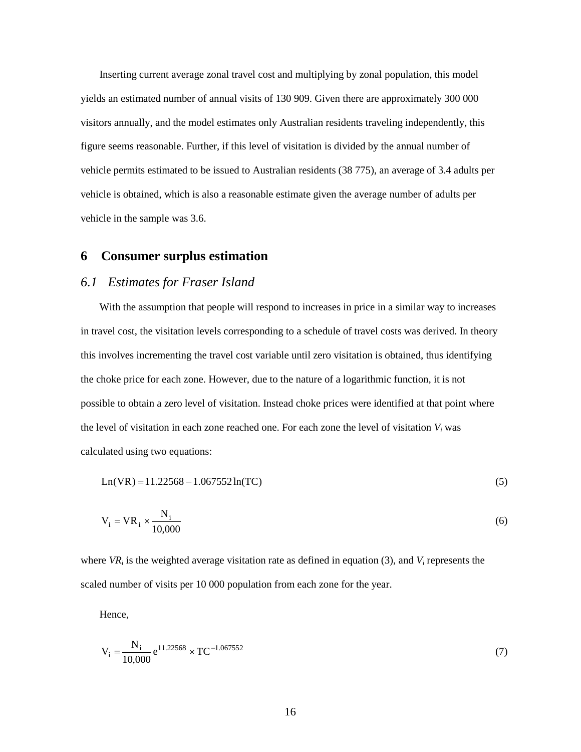Inserting current average zonal travel cost and multiplying by zonal population, this model yields an estimated number of annual visits of 130 909. Given there are approximately 300 000 visitors annually, and the model estimates only Australian residents traveling independently, this figure seems reasonable. Further, if this level of visitation is divided by the annual number of vehicle permits estimated to be issued to Australian residents (38 775), an average of 3.4 adults per vehicle is obtained, which is also a reasonable estimate given the average number of adults per vehicle in the sample was 3.6.

# 6 Consumer surplus estimation

## *6.1 Estimates for Fraser Island*

With the assumption that people will respond to increases in price in a similar way to increases in travel cost, the visitation levels corresponding to a schedule of travel costs was derived. In theory this involves incrementing the travel cost variable until zero visitation is obtained, thus identifying the choke price for each zone. However, due to the nature of a logarithmic function, it is not possible to obtain a zero level of visitation. Instead choke prices were identified at that point where the level of visitation in each zone reached one. For each zone the level of visitation $V_i$ was calculated using two equations:

$$\mathrm{Ln(VR)} = 11.22568 - 1.067552\ln(\mathrm{TC}) \tag{5}$$

$$\mathrm{V_i} = \mathrm{VR_i} \times \frac{\mathrm{N_i}}{10{,}000} \tag{6}$$

where $VR_i$ is the weighted average visitation rate as defined in equation (3), and $V_i$ represents the scaled number of visits per 10 000 population from each zone for the year.

Hence,

$$\mathrm{V_i} = \frac{\mathrm{N_i}}{10{,}000}\mathrm{e}^{11.22568} \times \mathrm{TC}^{-1.067552} \tag{7}$$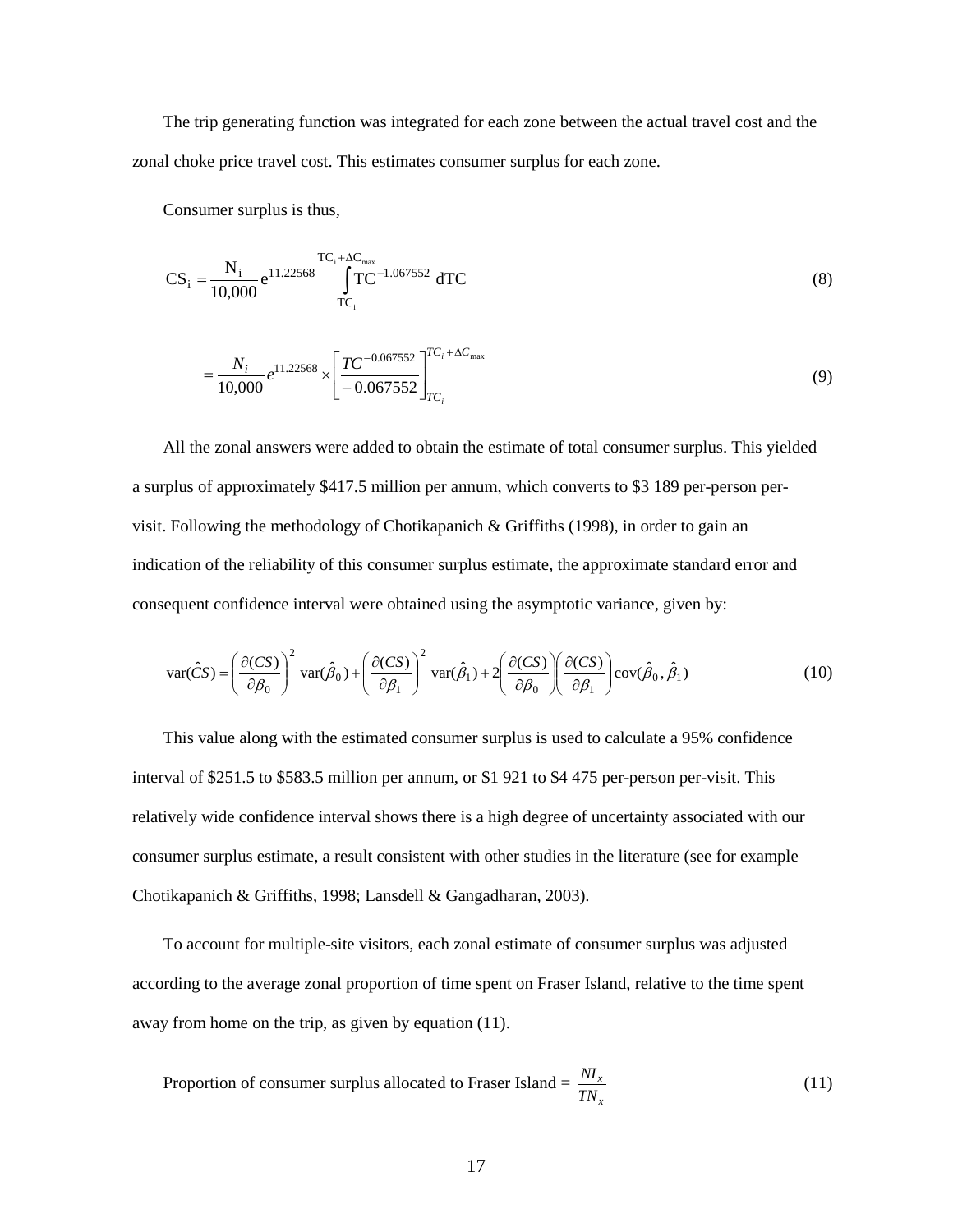The trip generating function was integrated for each zone between the actual travel cost and the zonal choke price travel cost. This estimates consumer surplus for each zone.

Consumer surplus is thus,

$$\mathrm{CS_i} = \frac{\mathrm{N_i}}{10{,}000} \mathrm{e}^{11.22568} \int_{\mathrm{TC_i}}^{\mathrm{TC_i} + \Delta \mathrm{C_{max}}} \mathrm{TC}^{-1.067552} \, \mathrm{dTC} \tag{8}$$

$$= \frac{N_i}{10{,}000} e^{11.22568} \times \left[ \frac{TC^{-0.067552}}{-0.067552} \right]_{TC_i}^{TC_i + \Delta C_{\max}} \tag{9}$$

All the zonal answers were added to obtain the estimate of total consumer surplus. This yielded a surplus of approximately \$417.5 million per annum, which converts to \$3 189 per-person per-visit. Following the methodology of Chotikapanich & Griffiths (1998), in order to gain an indication of the reliability of this consumer surplus estimate, the approximate standard error and consequent confidence interval were obtained using the asymptotic variance, given by:

$$\mathrm{var}(\hat{C}S) = \left( \frac{\partial (CS)}{\partial \beta_0} \right)^2 \mathrm{var}(\hat{\beta}_0) + \left( \frac{\partial (CS)}{\partial \beta_1} \right)^2 \mathrm{var}(\hat{\beta}_1) + 2 \left( \frac{\partial (CS)}{\partial \beta_0} \right) \left( \frac{\partial (CS)}{\partial \beta_1} \right) \mathrm{cov}(\hat{\beta}_0, \hat{\beta}_1) \tag{10}$$

This value along with the estimated consumer surplus is used to calculate a 95% confidence interval of \$251.5 to \$583.5 million per annum, or \$1 921 to \$4 475 per-person per-visit. This relatively wide confidence interval shows there is a high degree of uncertainty associated with our consumer surplus estimate, a result consistent with other studies in the literature (see for example Chotikapanich & Griffiths, 1998; Lansdell & Gangadharan, 2003).

To account for multiple-site visitors, each zonal estimate of consumer surplus was adjusted according to the average zonal proportion of time spent on Fraser Island, relative to the time spent away from home on the trip, as given by equation (11).

$$\text{Proportion of consumer surplus allocated to Fraser Island} = \frac{NI_x}{TN_x} \tag{11}$$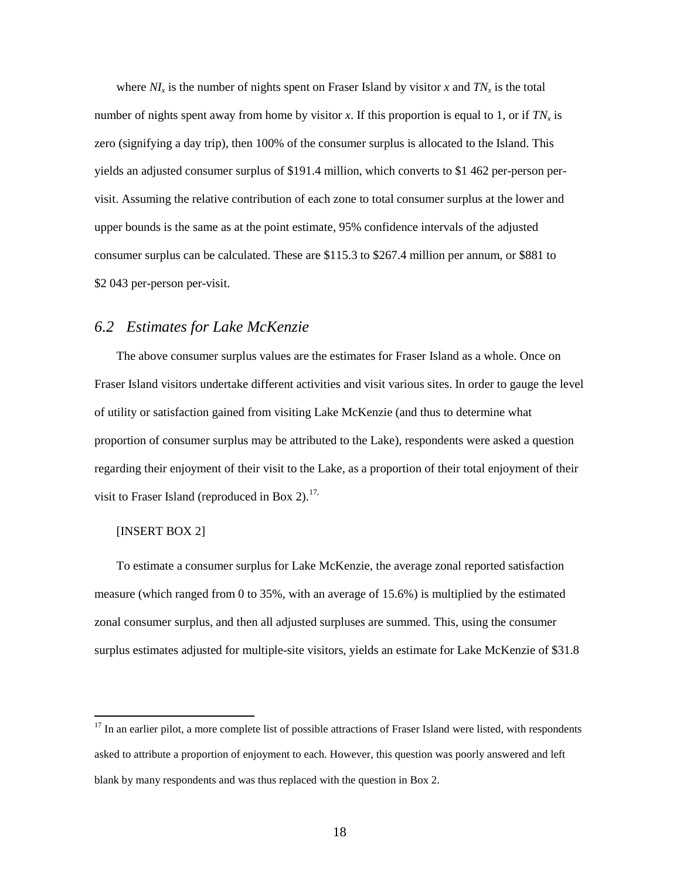where $NI_x$ is the number of nights spent on Fraser Island by visitor $x$ and $TN_x$ is the total number of nights spent away from home by visitor $x$. If this proportion is equal to 1, or if $TN_x$ is zero (signifying a day trip), then 100% of the consumer surplus is allocated to the Island. This yields an adjusted consumer surplus of $191.4 million, which converts to $1 462 per-person per-visit. Assuming the relative contribution of each zone to total consumer surplus at the lower and upper bounds is the same as at the point estimate, 95% confidence intervals of the adjusted consumer surplus can be calculated. These are $115.3 to $267.4 million per annum, or $881 to $2 043 per-person per-visit.

## *6.2 Estimates for Lake McKenzie*

The above consumer surplus values are the estimates for Fraser Island as a whole. Once on Fraser Island visitors undertake different activities and visit various sites. In order to gauge the level of utility or satisfaction gained from visiting Lake McKenzie (and thus to determine what proportion of consumer surplus may be attributed to the Lake), respondents were asked a question regarding their enjoyment of their visit to the Lake, as a proportion of their total enjoyment of their visit to Fraser Island (reproduced in Box 2).[17,]

[INSERT BOX 2]

To estimate a consumer surplus for Lake McKenzie, the average zonal reported satisfaction measure (which ranged from 0 to 35%, with an average of 15.6%) is multiplied by the estimated zonal consumer surplus, and then all adjusted surpluses are summed. This, using the consumer surplus estimates adjusted for multiple-site visitors, yields an estimate for Lake McKenzie of $31.8

[17] In an earlier pilot, a more complete list of possible attractions of Fraser Island were listed, with respondents asked to attribute a proportion of enjoyment to each. However, this question was poorly answered and left blank by many respondents and was thus replaced with the question in Box 2.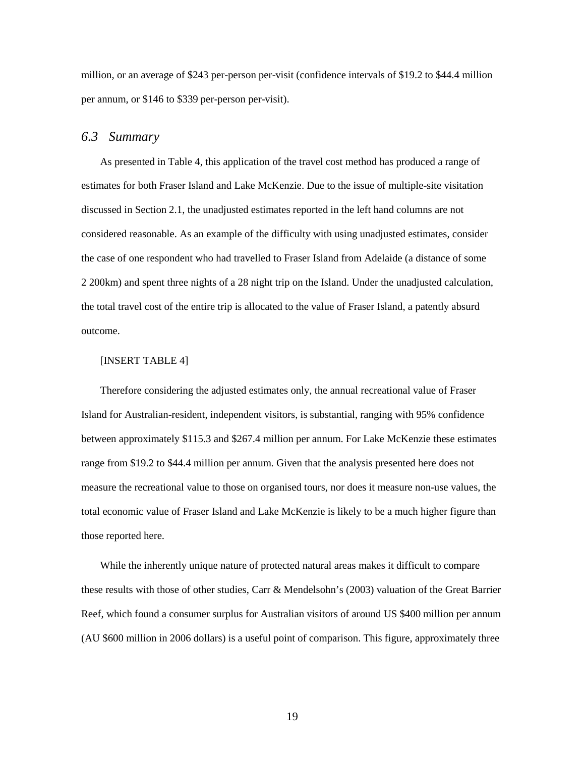million, or an average of $243 per-person per-visit (confidence intervals of $19.2 to $44.4 million per annum, or $146 to $339 per-person per-visit).

### *6.3 Summary*

As presented in Table 4, this application of the travel cost method has produced a range of estimates for both Fraser Island and Lake McKenzie. Due to the issue of multiple-site visitation discussed in Section 2.1, the unadjusted estimates reported in the left hand columns are not considered reasonable. As an example of the difficulty with using unadjusted estimates, consider the case of one respondent who had travelled to Fraser Island from Adelaide (a distance of some 2 200km) and spent three nights of a 28 night trip on the Island. Under the unadjusted calculation, the total travel cost of the entire trip is allocated to the value of Fraser Island, a patently absurd outcome.

[INSERT TABLE 4]

Therefore considering the adjusted estimates only, the annual recreational value of Fraser Island for Australian-resident, independent visitors, is substantial, ranging with 95% confidence between approximately $115.3 and $267.4 million per annum. For Lake McKenzie these estimates range from $19.2 to $44.4 million per annum. Given that the analysis presented here does not measure the recreational value to those on organised tours, nor does it measure non-use values, the total economic value of Fraser Island and Lake McKenzie is likely to be a much higher figure than those reported here.

While the inherently unique nature of protected natural areas makes it difficult to compare these results with those of other studies, Carr & Mendelsohn's (2003) valuation of the Great Barrier Reef, which found a consumer surplus for Australian visitors of around US $400 million per annum (AU $600 million in 2006 dollars) is a useful point of comparison. This figure, approximately three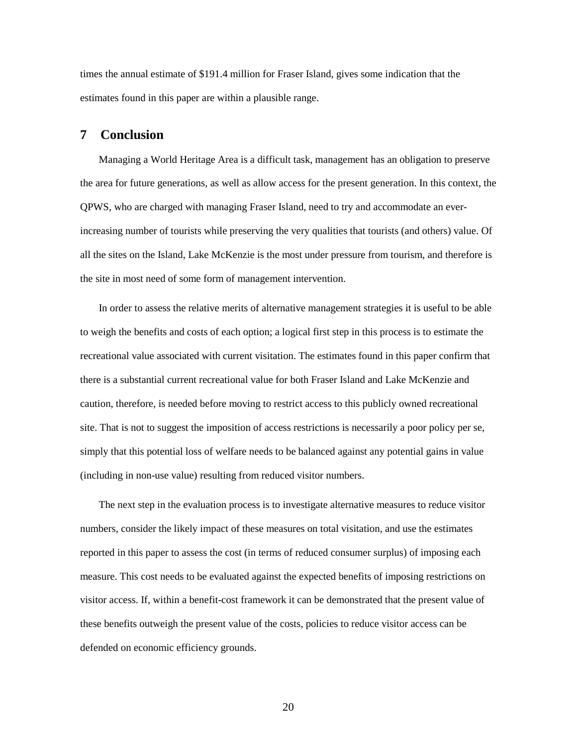times the annual estimate of $191.4 million for Fraser Island, gives some indication that the estimates found in this paper are within a plausible range.

## 7 Conclusion

Managing a World Heritage Area is a difficult task, management has an obligation to preserve the area for future generations, as well as allow access for the present generation. In this context, the QPWS, who are charged with managing Fraser Island, need to try and accommodate an ever-increasing number of tourists while preserving the very qualities that tourists (and others) value. Of all the sites on the Island, Lake McKenzie is the most under pressure from tourism, and therefore is the site in most need of some form of management intervention.

In order to assess the relative merits of alternative management strategies it is useful to be able to weigh the benefits and costs of each option; a logical first step in this process is to estimate the recreational value associated with current visitation. The estimates found in this paper confirm that there is a substantial current recreational value for both Fraser Island and Lake McKenzie and caution, therefore, is needed before moving to restrict access to this publicly owned recreational site. That is not to suggest the imposition of access restrictions is necessarily a poor policy per se, simply that this potential loss of welfare needs to be balanced against any potential gains in value (including in non-use value) resulting from reduced visitor numbers.

The next step in the evaluation process is to investigate alternative measures to reduce visitor numbers, consider the likely impact of these measures on total visitation, and use the estimates reported in this paper to assess the cost (in terms of reduced consumer surplus) of imposing each measure. This cost needs to be evaluated against the expected benefits of imposing restrictions on visitor access. If, within a benefit-cost framework it can be demonstrated that the present value of these benefits outweigh the present value of the costs, policies to reduce visitor access can be defended on economic efficiency grounds.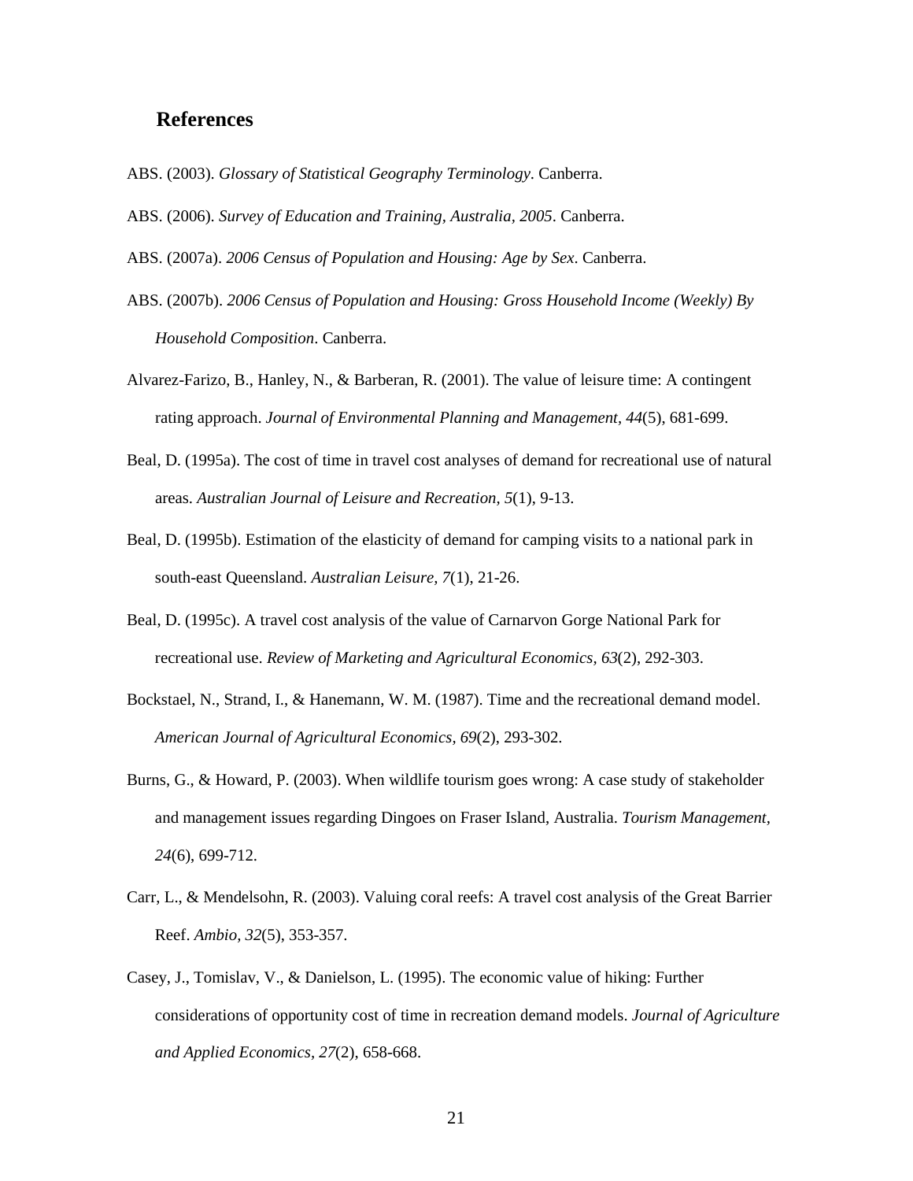## References

ABS. (2003). *Glossary of Statistical Geography Terminology*. Canberra.

ABS. (2006). *Survey of Education and Training, Australia, 2005*. Canberra.

ABS. (2007a). *2006 Census of Population and Housing: Age by Sex*. Canberra.

ABS. (2007b). *2006 Census of Population and Housing: Gross Household Income (Weekly) By Household Composition*. Canberra.

Alvarez-Farizo, B., Hanley, N., & Barberan, R. (2001). The value of leisure time: A contingent rating approach. *Journal of Environmental Planning and Management, 44*(5), 681-699.

Beal, D. (1995a). The cost of time in travel cost analyses of demand for recreational use of natural areas. *Australian Journal of Leisure and Recreation, 5*(1), 9-13.

Beal, D. (1995b). Estimation of the elasticity of demand for camping visits to a national park in south-east Queensland. *Australian Leisure, 7*(1), 21-26.

Beal, D. (1995c). A travel cost analysis of the value of Carnarvon Gorge National Park for recreational use. *Review of Marketing and Agricultural Economics, 63*(2), 292-303.

Bockstael, N., Strand, I., & Hanemann, W. M. (1987). Time and the recreational demand model. *American Journal of Agricultural Economics, 69*(2), 293-302.

Burns, G., & Howard, P. (2003). When wildlife tourism goes wrong: A case study of stakeholder and management issues regarding Dingoes on Fraser Island, Australia. *Tourism Management, 24*(6), 699-712.

Carr, L., & Mendelsohn, R. (2003). Valuing coral reefs: A travel cost analysis of the Great Barrier Reef. *Ambio, 32*(5), 353-357.

Casey, J., Tomislav, V., & Danielson, L. (1995). The economic value of hiking: Further considerations of opportunity cost of time in recreation demand models. *Journal of Agriculture and Applied Economics, 27*(2), 658-668.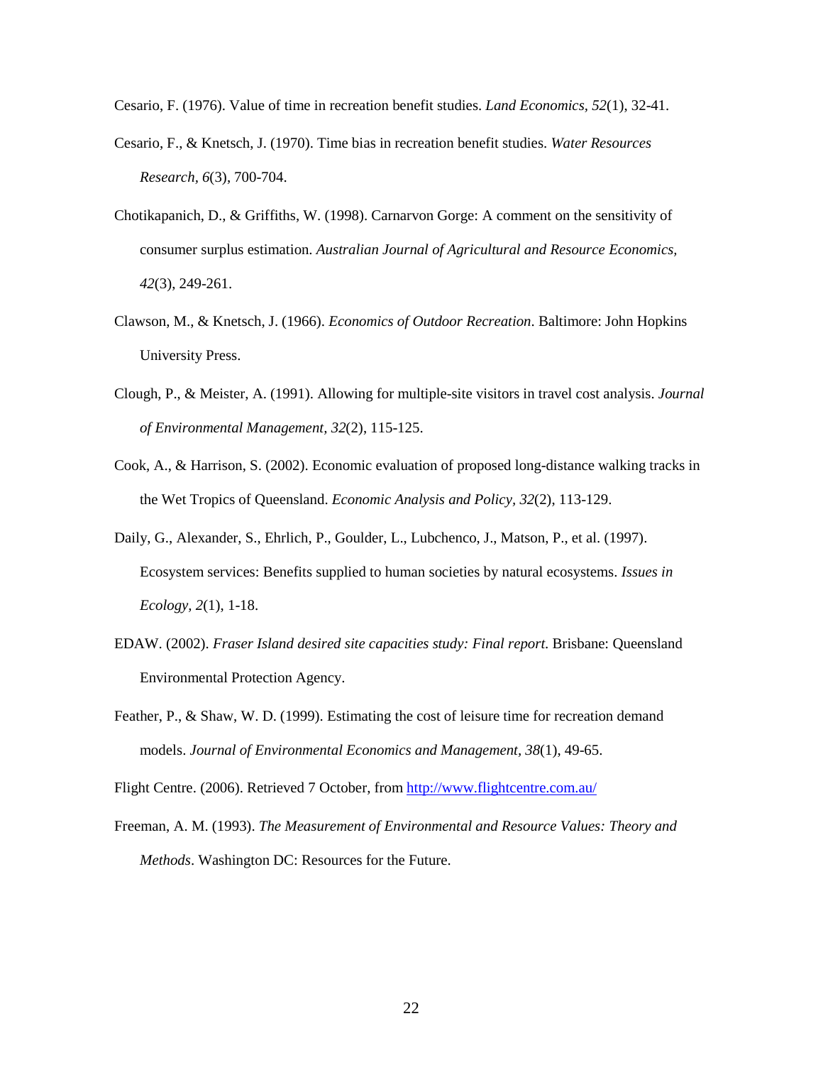Cesario, F. (1976). Value of time in recreation benefit studies. *Land Economics, 52*(1), 32-41.

Cesario, F., & Knetsch, J. (1970). Time bias in recreation benefit studies. *Water Resources Research, 6*(3), 700-704.

Chotikapanich, D., & Griffiths, W. (1998). Carnarvon Gorge: A comment on the sensitivity of consumer surplus estimation. *Australian Journal of Agricultural and Resource Economics, 42*(3), 249-261.

Clawson, M., & Knetsch, J. (1966). *Economics of Outdoor Recreation*. Baltimore: John Hopkins University Press.

Clough, P., & Meister, A. (1991). Allowing for multiple-site visitors in travel cost analysis. *Journal of Environmental Management, 32*(2), 115-125.

Cook, A., & Harrison, S. (2002). Economic evaluation of proposed long-distance walking tracks in the Wet Tropics of Queensland. *Economic Analysis and Policy, 32*(2), 113-129.

Daily, G., Alexander, S., Ehrlich, P., Goulder, L., Lubchenco, J., Matson, P., et al. (1997). Ecosystem services: Benefits supplied to human societies by natural ecosystems. *Issues in Ecology, 2*(1), 1-18.

EDAW. (2002). *Fraser Island desired site capacities study: Final report.* Brisbane: Queensland Environmental Protection Agency.

Feather, P., & Shaw, W. D. (1999). Estimating the cost of leisure time for recreation demand models. *Journal of Environmental Economics and Management, 38*(1), 49-65.

Flight Centre. (2006). Retrieved 7 October, from http://www.flightcentre.com.au/

Freeman, A. M. (1993). *The Measurement of Environmental and Resource Values: Theory and Methods*. Washington DC: Resources for the Future.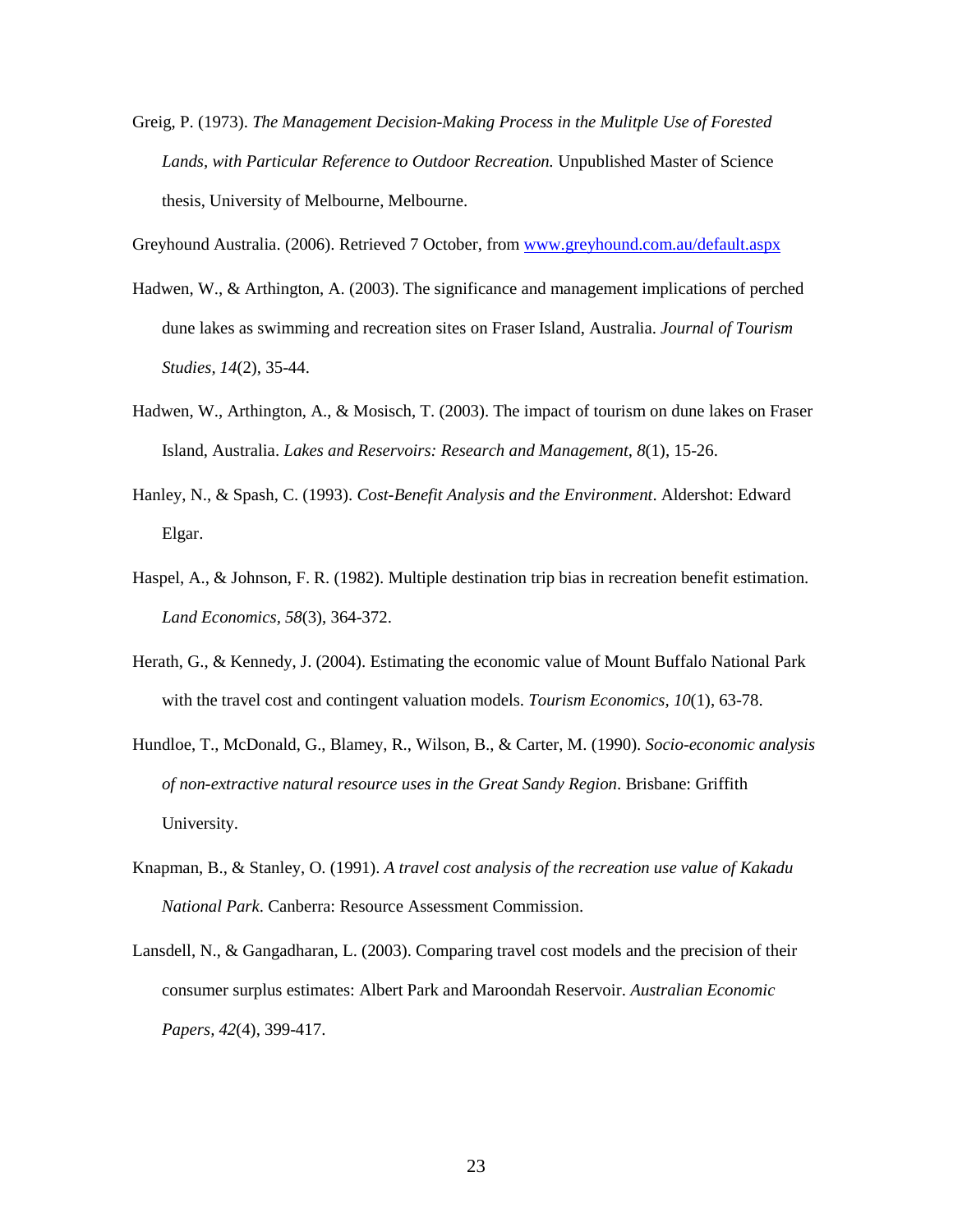Greig, P. (1973). *The Management Decision-Making Process in the Mulitple Use of Forested Lands, with Particular Reference to Outdoor Recreation.* Unpublished Master of Science thesis, University of Melbourne, Melbourne.

Greyhound Australia. (2006). Retrieved 7 October, from [www.greyhound.com.au/default.aspx](www.greyhound.com.au/default.aspx)

Hadwen, W., & Arthington, A. (2003). The significance and management implications of perched dune lakes as swimming and recreation sites on Fraser Island, Australia. *Journal of Tourism Studies, 14*(2), 35-44.

Hadwen, W., Arthington, A., & Mosisch, T. (2003). The impact of tourism on dune lakes on Fraser Island, Australia. *Lakes and Reservoirs: Research and Management, 8*(1), 15-26.

Hanley, N., & Spash, C. (1993). *Cost-Benefit Analysis and the Environment*. Aldershot: Edward Elgar.

Haspel, A., & Johnson, F. R. (1982). Multiple destination trip bias in recreation benefit estimation. *Land Economics, 58*(3), 364-372.

Herath, G., & Kennedy, J. (2004). Estimating the economic value of Mount Buffalo National Park with the travel cost and contingent valuation models. *Tourism Economics, 10*(1), 63-78.

Hundloe, T., McDonald, G., Blamey, R., Wilson, B., & Carter, M. (1990). *Socio-economic analysis of non-extractive natural resource uses in the Great Sandy Region*. Brisbane: Griffith University.

Knapman, B., & Stanley, O. (1991). *A travel cost analysis of the recreation use value of Kakadu National Park*. Canberra: Resource Assessment Commission.

Lansdell, N., & Gangadharan, L. (2003). Comparing travel cost models and the precision of their consumer surplus estimates: Albert Park and Maroondah Reservoir. *Australian Economic Papers, 42*(4), 399-417.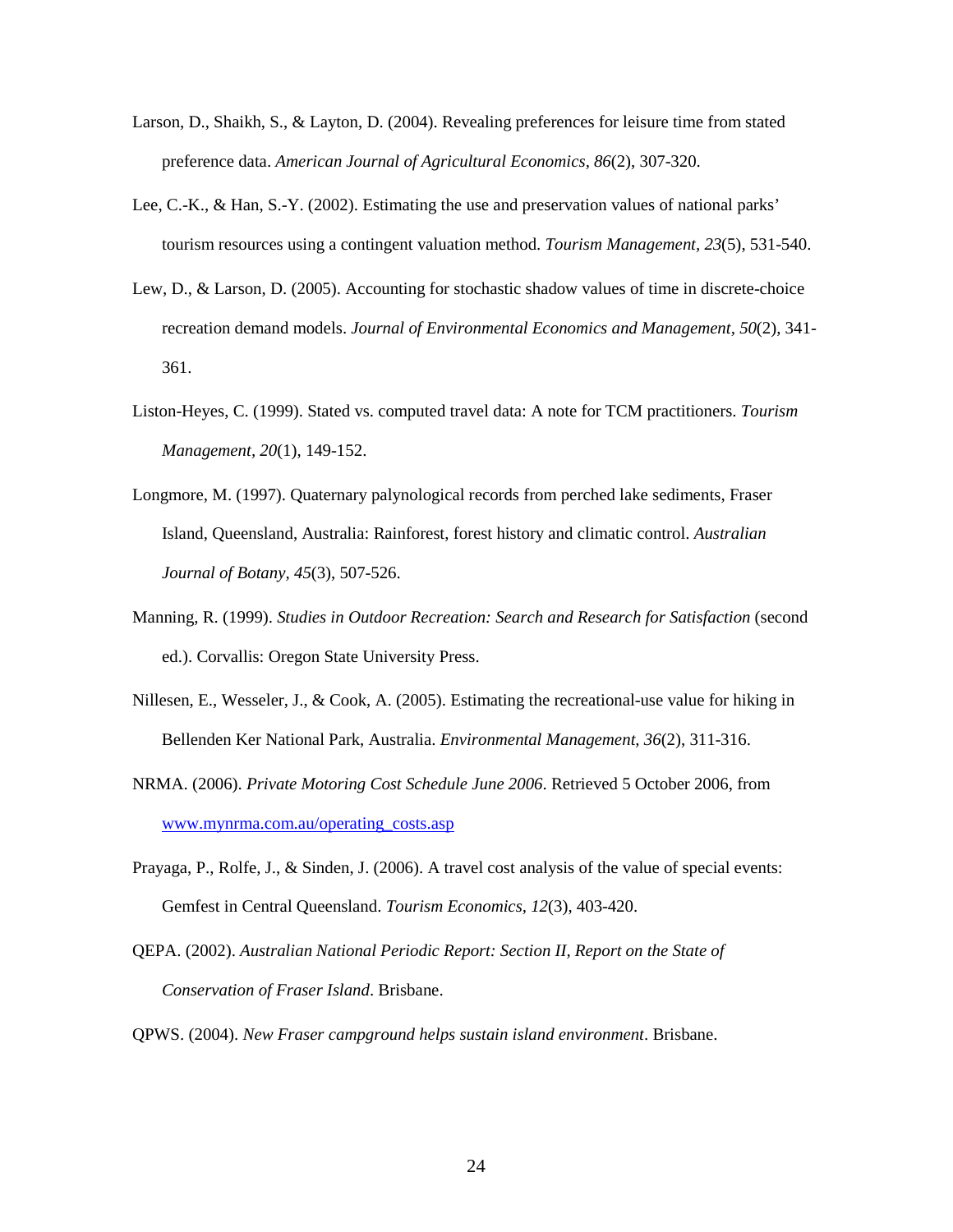Larson, D., Shaikh, S., & Layton, D. (2004). Revealing preferences for leisure time from stated preference data. *American Journal of Agricultural Economics, 86*(2), 307-320.

Lee, C.-K., & Han, S.-Y. (2002). Estimating the use and preservation values of national parks' tourism resources using a contingent valuation method. *Tourism Management, 23*(5), 531-540.

Lew, D., & Larson, D. (2005). Accounting for stochastic shadow values of time in discrete-choice recreation demand models. *Journal of Environmental Economics and Management, 50*(2), 341-361.

Liston-Heyes, C. (1999). Stated vs. computed travel data: A note for TCM practitioners. *Tourism Management, 20*(1), 149-152.

Longmore, M. (1997). Quaternary palynological records from perched lake sediments, Fraser Island, Queensland, Australia: Rainforest, forest history and climatic control. *Australian Journal of Botany, 45*(3), 507-526.

Manning, R. (1999). *Studies in Outdoor Recreation: Search and Research for Satisfaction* (second ed.). Corvallis: Oregon State University Press.

Nillesen, E., Wesseler, J., & Cook, A. (2005). Estimating the recreational-use value for hiking in Bellenden Ker National Park, Australia. *Environmental Management, 36*(2), 311-316.

NRMA. (2006). *Private Motoring Cost Schedule June 2006*. Retrieved 5 October 2006, from www.mynrma.com.au/operating_costs.asp

Prayaga, P., Rolfe, J., & Sinden, J. (2006). A travel cost analysis of the value of special events: Gemfest in Central Queensland. *Tourism Economics, 12*(3), 403-420.

QEPA. (2002). *Australian National Periodic Report: Section II, Report on the State of Conservation of Fraser Island*. Brisbane.

QPWS. (2004). *New Fraser campground helps sustain island environment*. Brisbane.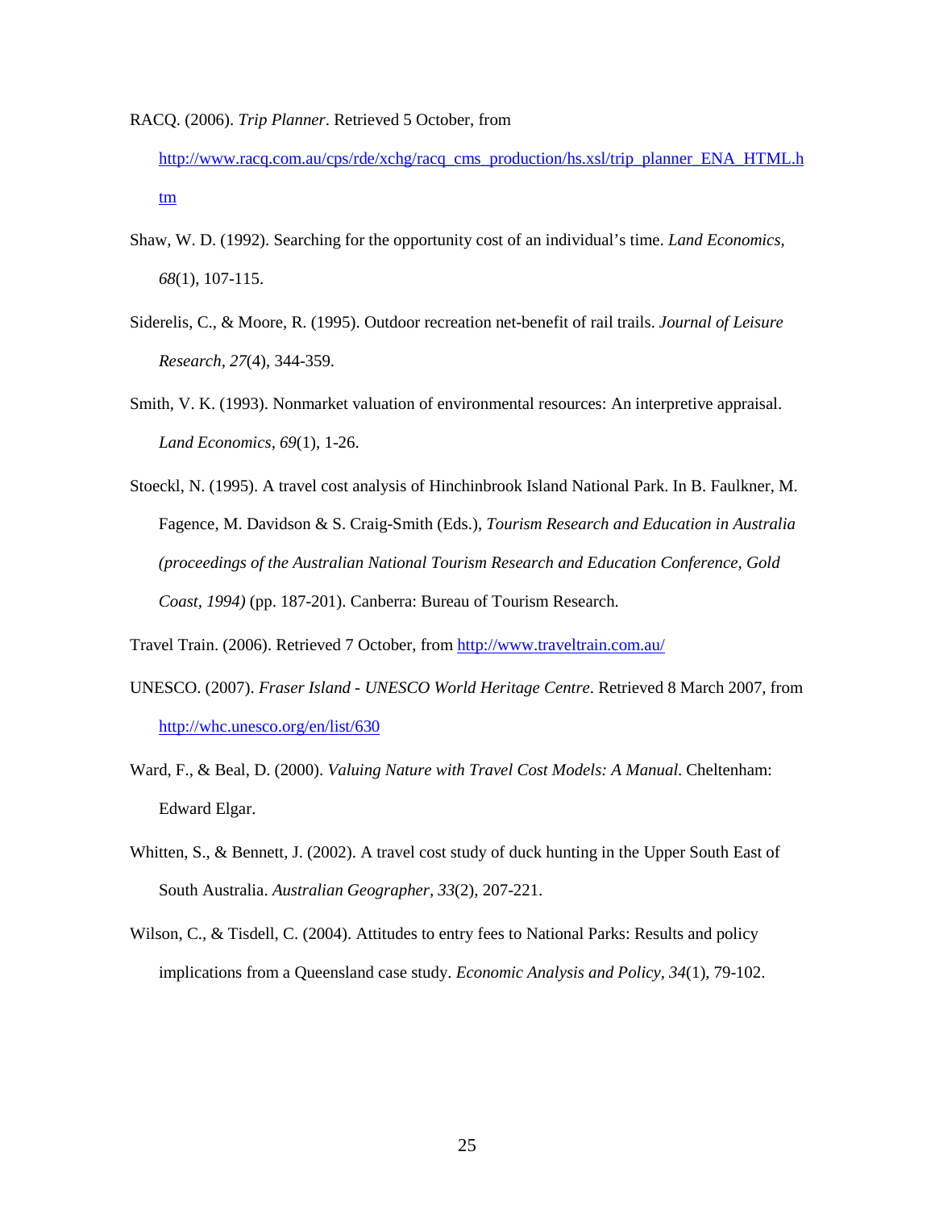RACQ. (2006). *Trip Planner*. Retrieved 5 October, from http://www.racq.com.au/cps/rde/xchg/racq_cms_production/hs.xsl/trip_planner_ENA_HTML.htm

Shaw, W. D. (1992). Searching for the opportunity cost of an individual's time. *Land Economics*, *68*(1), 107-115.

Siderelis, C., & Moore, R. (1995). Outdoor recreation net-benefit of rail trails. *Journal of Leisure Research, 27*(4), 344-359.

Smith, V. K. (1993). Nonmarket valuation of environmental resources: An interpretive appraisal. *Land Economics*, *69*(1), 1-26.

Stoeckl, N. (1995). A travel cost analysis of Hinchinbrook Island National Park. In B. Faulkner, M. Fagence, M. Davidson & S. Craig-Smith (Eds.), *Tourism Research and Education in Australia (proceedings of the Australian National Tourism Research and Education Conference, Gold Coast, 1994)* (pp. 187-201). Canberra: Bureau of Tourism Research.

Travel Train. (2006). Retrieved 7 October, from http://www.traveltrain.com.au/

UNESCO. (2007). *Fraser Island - UNESCO World Heritage Centre*. Retrieved 8 March 2007, from http://whc.unesco.org/en/list/630

Ward, F., & Beal, D. (2000). *Valuing Nature with Travel Cost Models: A Manual*. Cheltenham: Edward Elgar.

Whitten, S., & Bennett, J. (2002). A travel cost study of duck hunting in the Upper South East of South Australia. *Australian Geographer, 33*(2), 207-221.

Wilson, C., & Tisdell, C. (2004). Attitudes to entry fees to National Parks: Results and policy implications from a Queensland case study. *Economic Analysis and Policy, 34*(1), 79-102.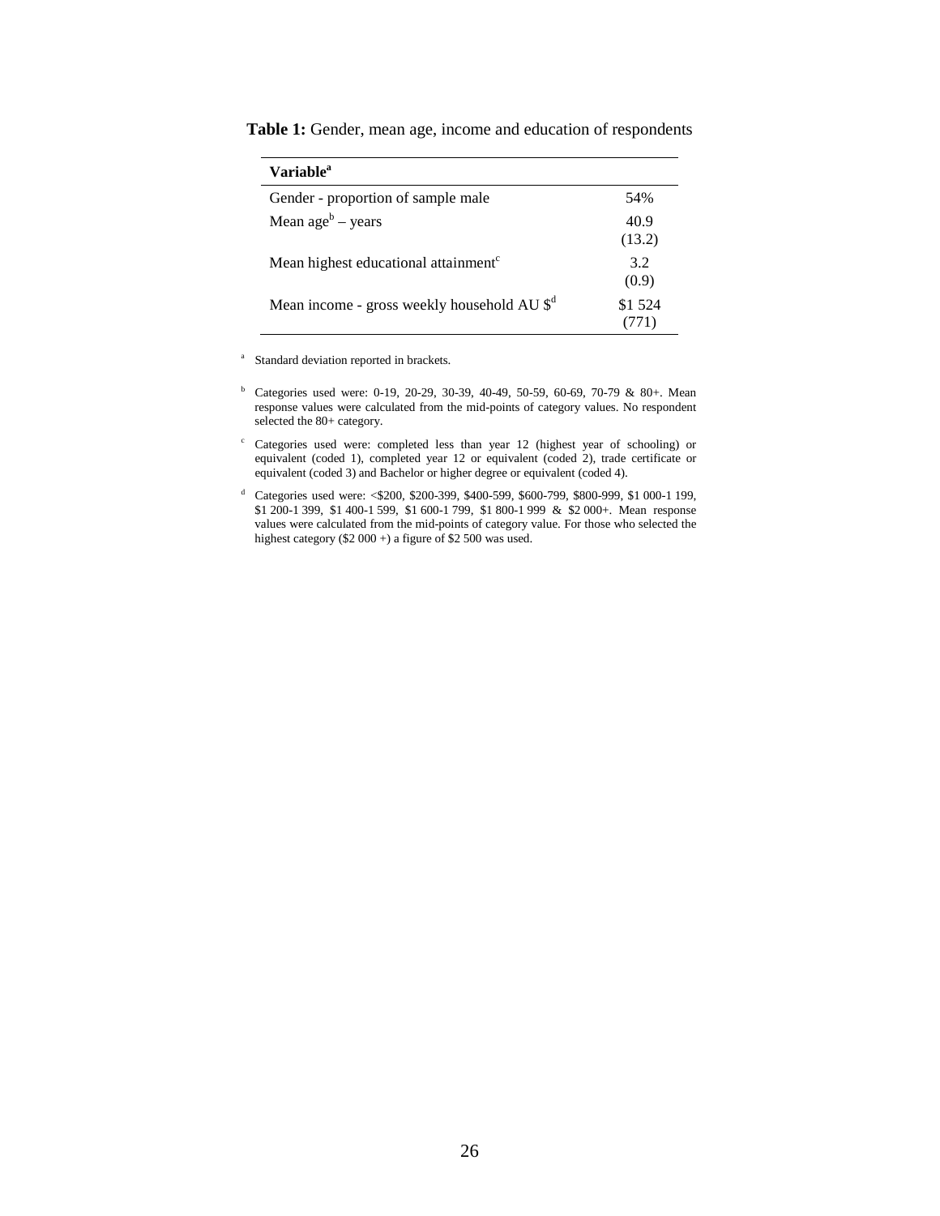**Table 1:** Gender, mean age, income and education of respondents

| Variable[a] | |
|---|---|
| Gender - proportion of sample male | 54% |
| Mean age[b] – years | 40.9 (13.2) |
| Mean highest educational attainment[c] | 3.2 (0.9) |
| Mean income - gross weekly household AU $[d] | $1 524 (771) |

[a] Standard deviation reported in brackets.

[b] Categories used were: 0-19, 20-29, 30-39, 40-49, 50-59, 60-69, 70-79 & 80+. Mean response values were calculated from the mid-points of category values. No respondent selected the 80+ category.

[c] Categories used were: completed less than year 12 (highest year of schooling) or equivalent (coded 1), completed year 12 or equivalent (coded 2), trade certificate or equivalent (coded 3) and Bachelor or higher degree or equivalent (coded 4).

[d] Categories used were: <$200, $200-399, $400-599, $600-799, $800-999, $1 000-1 199, $1 200-1 399, $1 400-1 599, $1 600-1 799, $1 800-1 999 & $2 000+. Mean response values were calculated from the mid-points of category value. For those who selected the highest category ($2 000 +) a figure of $2 500 was used.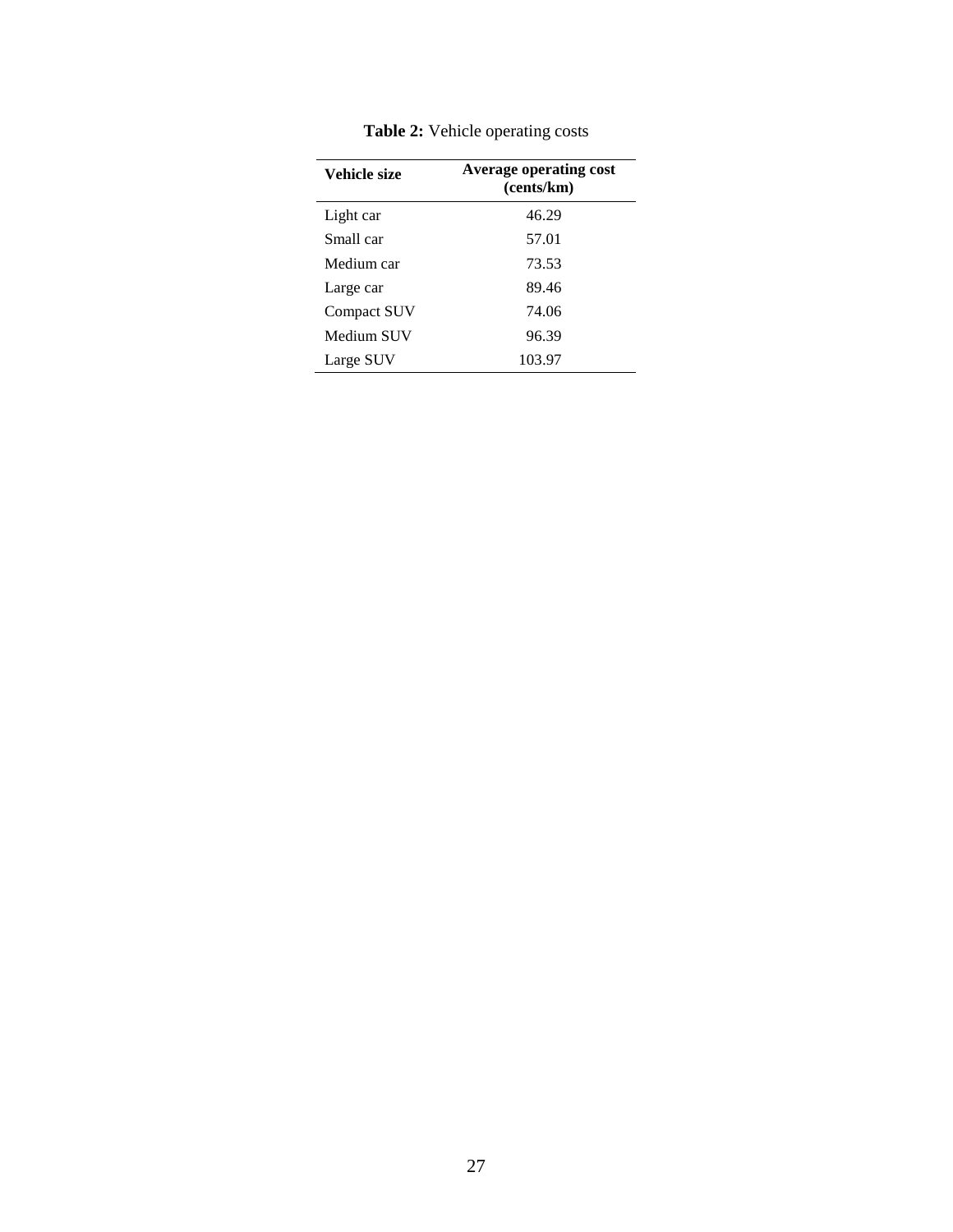**Table 2:** Vehicle operating costs

| Vehicle size | Average operating cost (cents/km) |
|---|---|
| Light car | 46.29 |
| Small car | 57.01 |
| Medium car | 73.53 |
| Large car | 89.46 |
| Compact SUV | 74.06 |
| Medium SUV | 96.39 |
| Large SUV | 103.97 |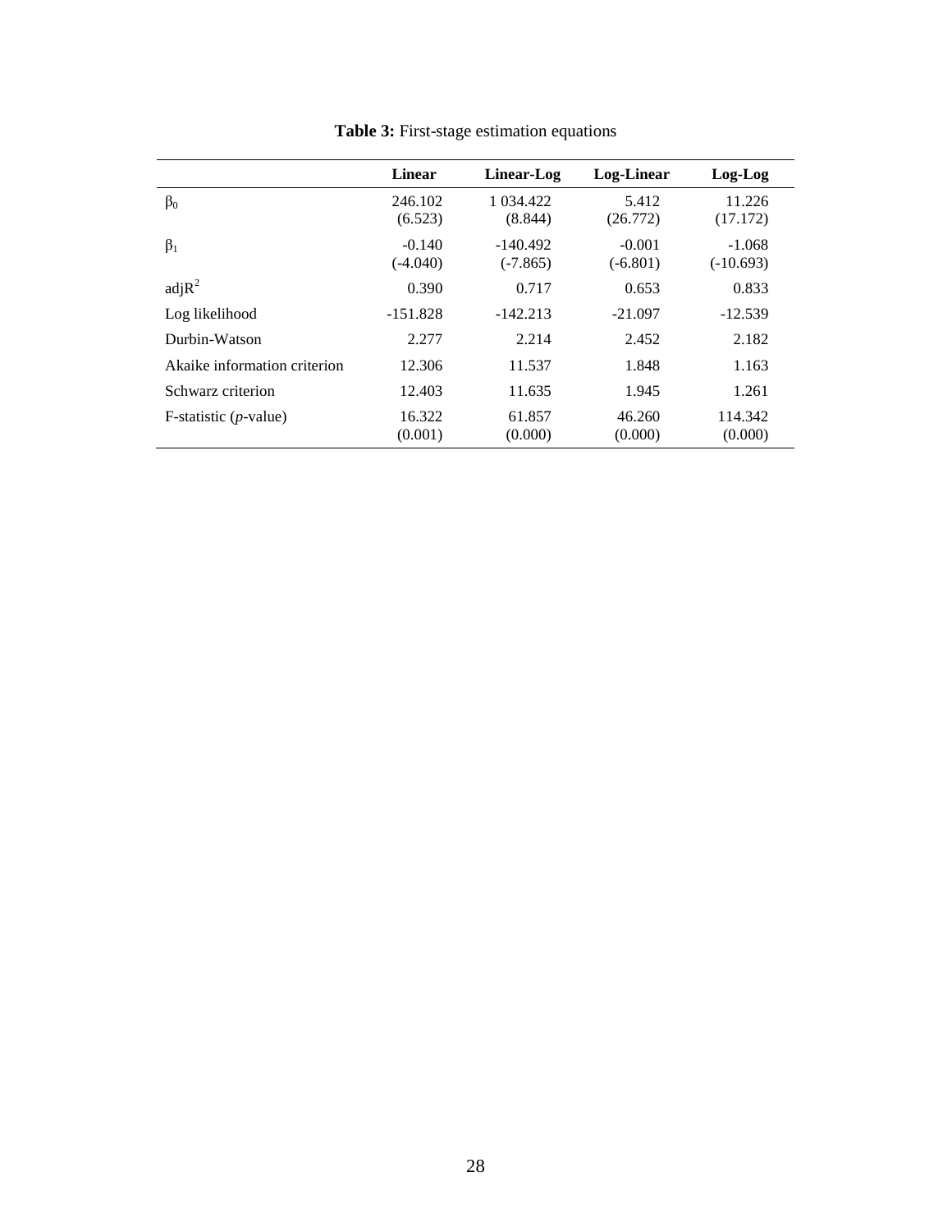**Table 3:** First-stage estimation equations

| | **Linear** | **Linear-Log** | **Log-Linear** | **Log-Log** |
|---|---|---|---|---|
| $\beta_0$ | 246.102<br>(6.523) | 1 034.422<br>(8.844) | 5.412<br>(26.772) | 11.226<br>(17.172) |
| $\beta_1$ | -0.140<br>(-4.040) | -140.492<br>(-7.865) | -0.001<br>(-6.801) | -1.068<br>(-10.693) |
| adj$R^2$ | 0.390 | 0.717 | 0.653 | 0.833 |
| Log likelihood | -151.828 | -142.213 | -21.097 | -12.539 |
| Durbin-Watson | 2.277 | 2.214 | 2.452 | 2.182 |
| Akaike information criterion | 12.306 | 11.537 | 1.848 | 1.163 |
| Schwarz criterion | 12.403 | 11.635 | 1.945 | 1.261 |
| F-statistic (*p*-value) | 16.322<br>(0.001) | 61.857<br>(0.000) | 46.260<br>(0.000) | 114.342<br>(0.000) |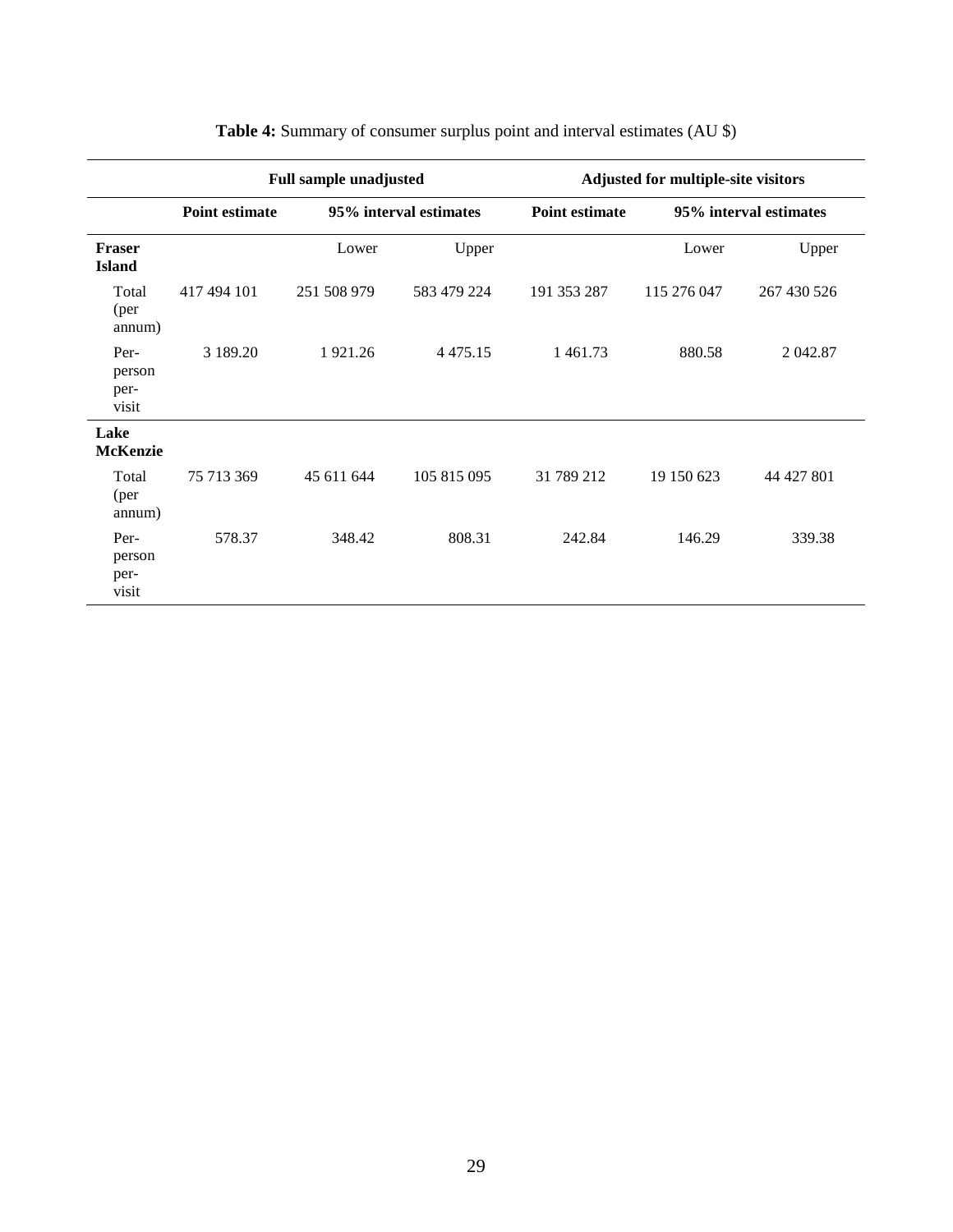**Table 4:** Summary of consumer surplus point and interval estimates (AU $)

| | Full sample unadjusted | | | Adjusted for multiple-site visitors | | |
|---|---|---|---|---|---|---|
| | Point estimate | 95% interval estimates | | Point estimate | 95% interval estimates | |
| **Fraser Island** | | Lower | Upper | | Lower | Upper |
| Total (per annum) | 417 494 101 | 251 508 979 | 583 479 224 | 191 353 287 | 115 276 047 | 267 430 526 |
| Per-person per-visit | 3 189.20 | 1 921.26 | 4 475.15 | 1 461.73 | 880.58 | 2 042.87 |
| **Lake McKenzie** | | | | | | |
| Total (per annum) | 75 713 369 | 45 611 644 | 105 815 095 | 31 789 212 | 19 150 623 | 44 427 801 |
| Per-person per-visit | 578.37 | 348.42 | 808.31 | 242.84 | 146.29 | 339.38 |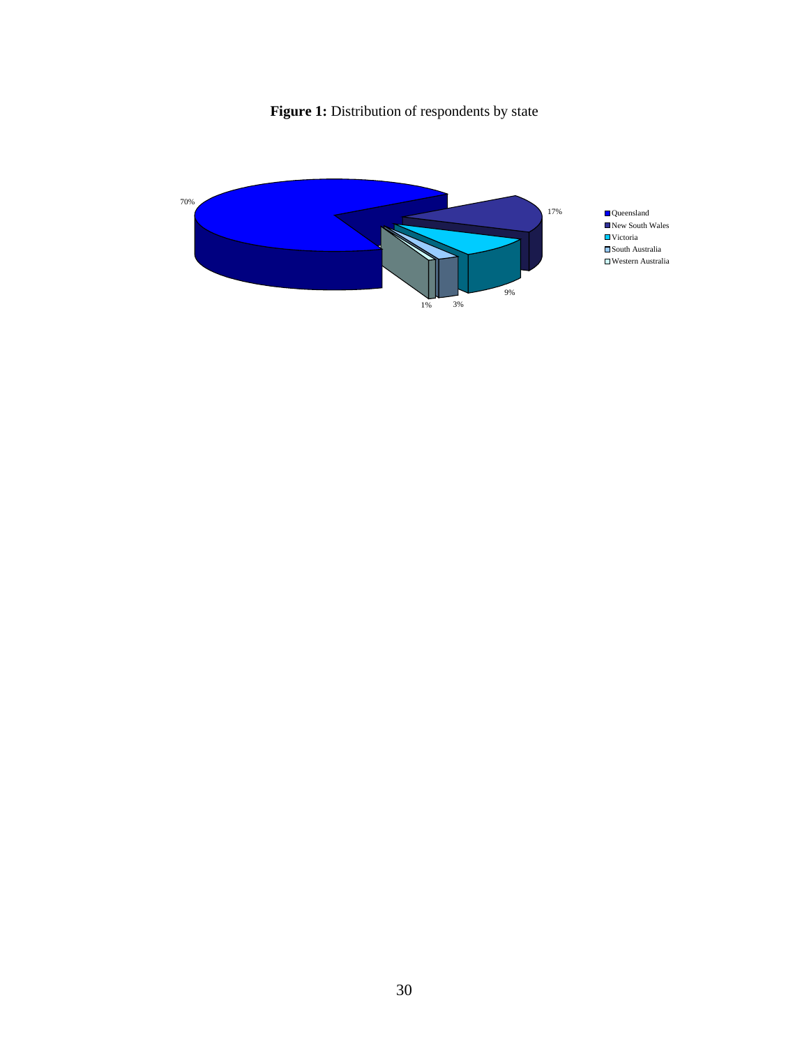**Figure 1:** Distribution of respondents by state

70%

17%

9%

3%

1%

- Queensland
- New South Wales
- Victoria
- South Australia
- Western Australia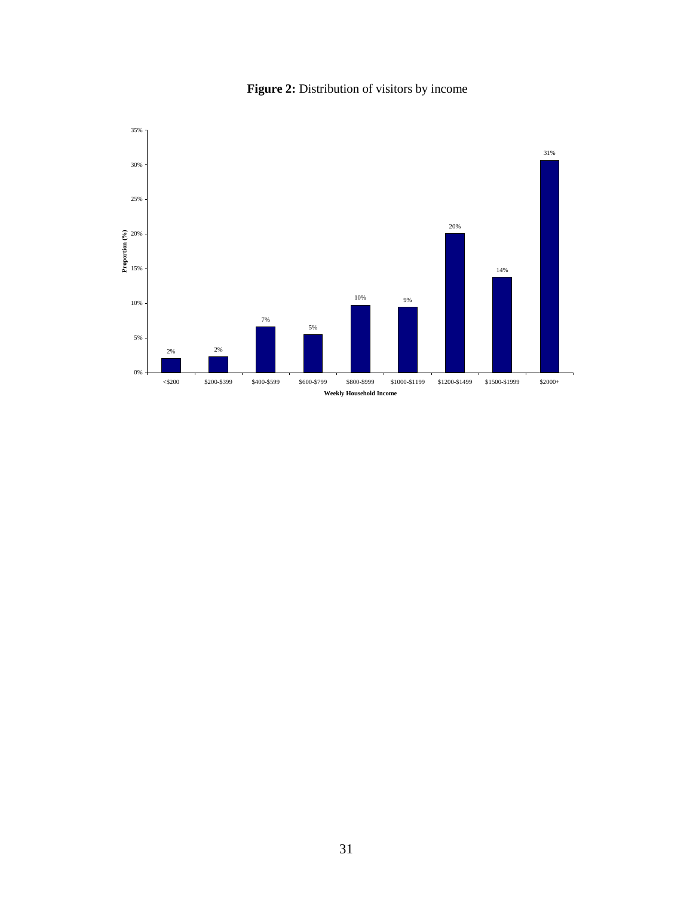**Figure 2:** Distribution of visitors by income

| Weekly Household Income | Proportion (%) |
|---|---|
| <$200 | 2% |
| $200-$399 | 2% |
| $400-$599 | 7% |
| $600-$799 | 5% |
| $800-$999 | 10% |
| $1000-$1199 | 9% |
| $1200-$1499 | 20% |
| $1500-$1999 | 14% |
| $2000+ | 31% |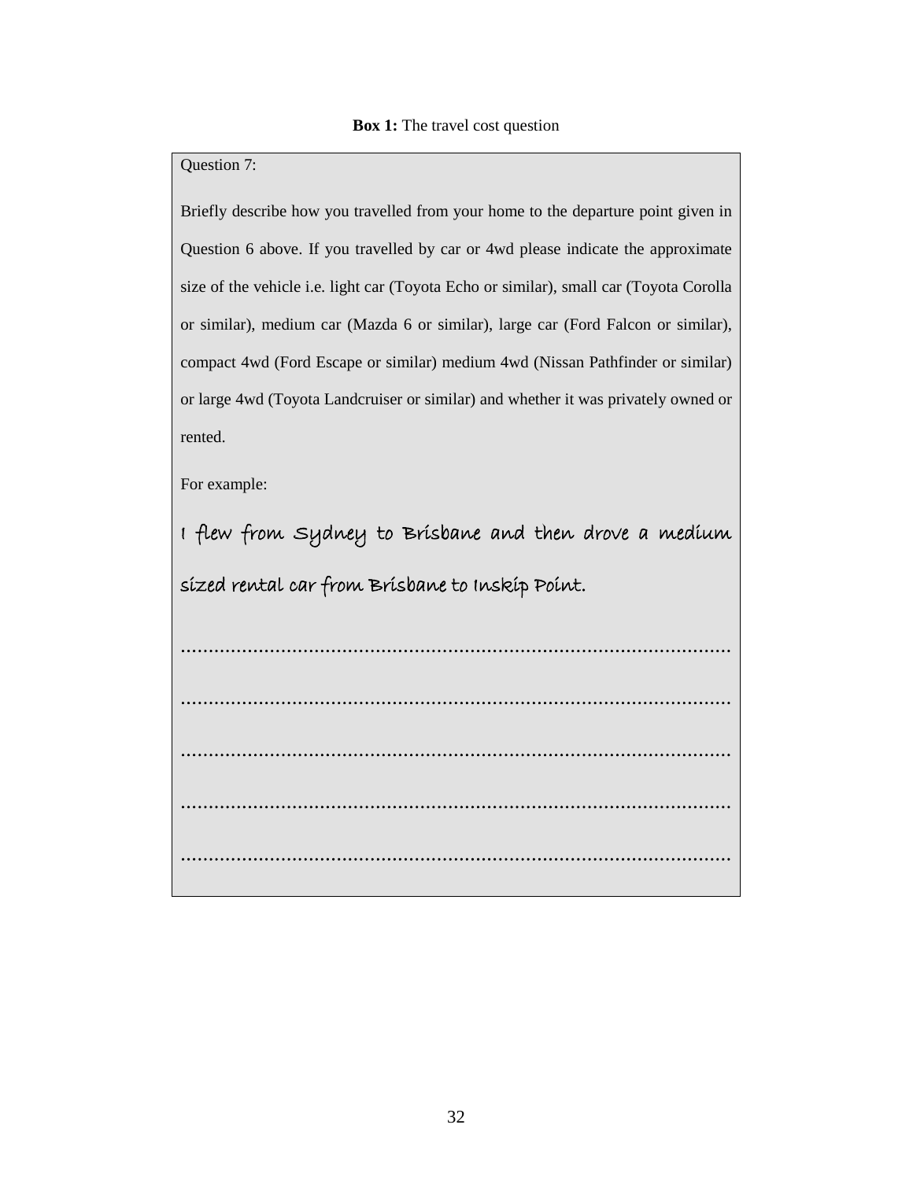**Box 1:** The travel cost question

Question 7:

Briefly describe how you travelled from your home to the departure point given in Question 6 above. If you travelled by car or 4wd please indicate the approximate size of the vehicle i.e. light car (Toyota Echo or similar), small car (Toyota Corolla or similar), medium car (Mazda 6 or similar), large car (Ford Falcon or similar), compact 4wd (Ford Escape or similar) medium 4wd (Nissan Pathfinder or similar) or large 4wd (Toyota Landcruiser or similar) and whether it was privately owned or rented.

For example:

*I flew from Sydney to Brisbane and then drove a medium sized rental car from Brisbane to Inskip Point.*

..........................................................................................................

..........................................................................................................

..........................................................................................................

..........................................................................................................

..........................................................................................................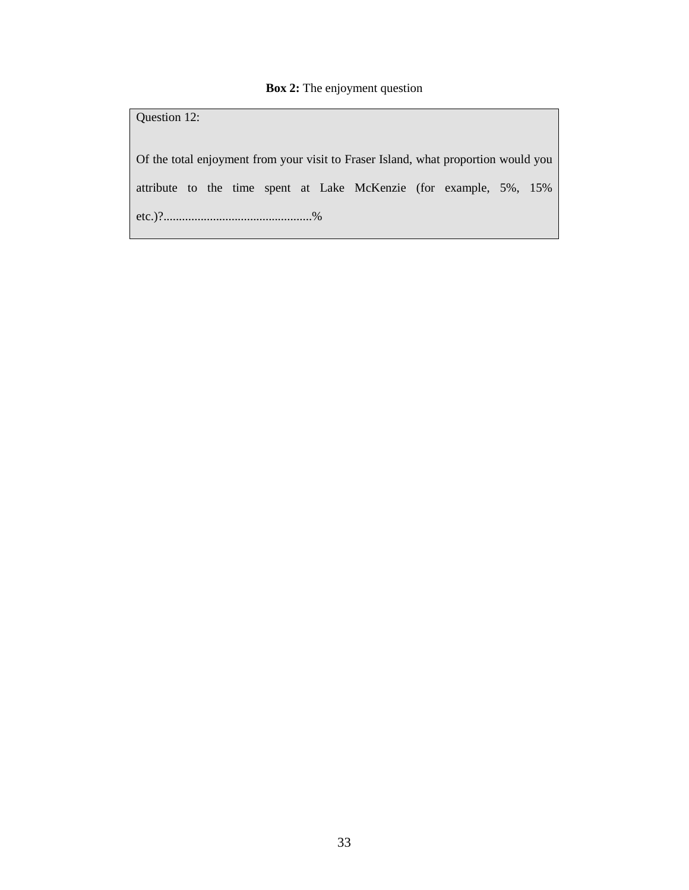**Box 2:** The enjoyment question

> Question 12:
>
> Of the total enjoyment from your visit to Fraser Island, what proportion would you attribute to the time spent at Lake McKenzie (for example, 5%, 15% etc.)?...............................................%